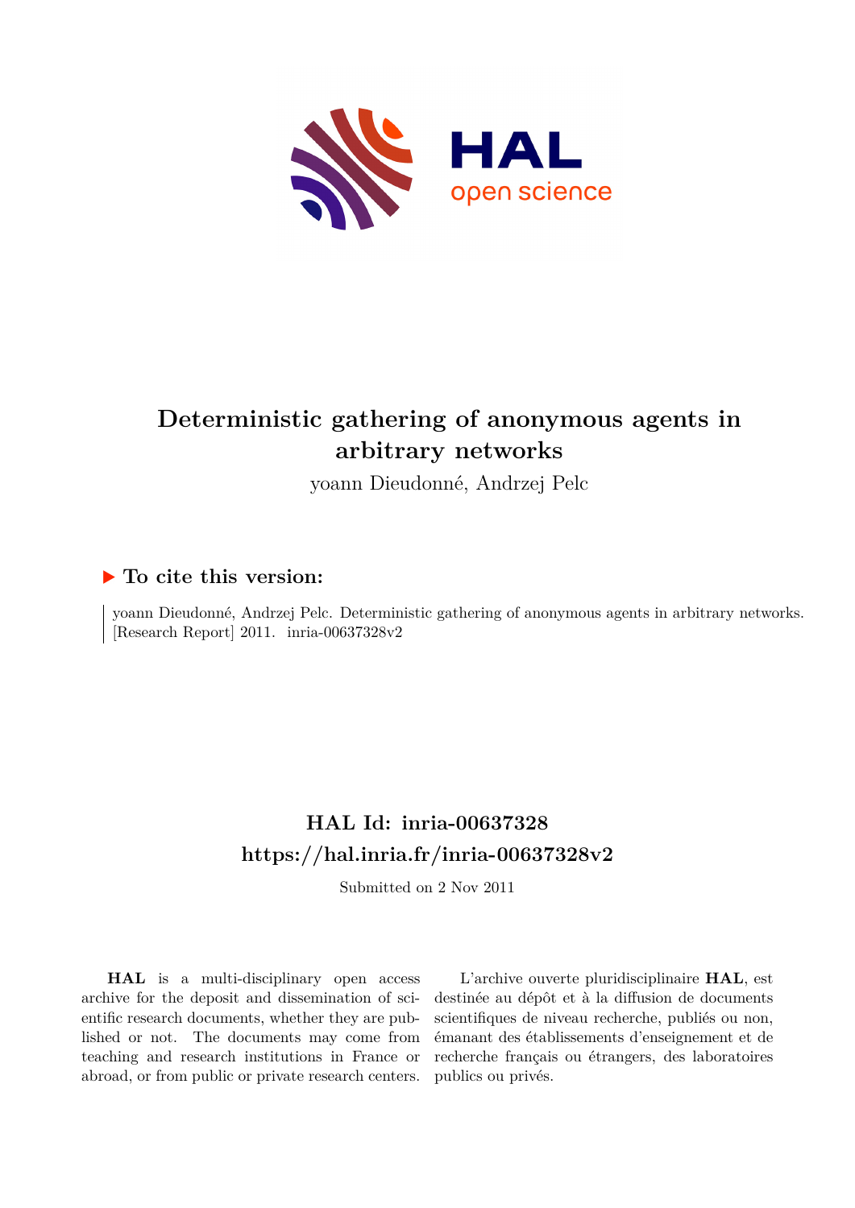# Deterministic gathering of anonymous agents in arbitrary networks

yoann Dieudonné, Andrzej Pelc

## ▶ To cite this version:

yoann Dieudonné, Andrzej Pelc. Deterministic gathering of anonymous agents in arbitrary networks. [Research Report] 2011. inria-00637328v2

## HAL Id: inria-00637328

## https://hal.inria.fr/inria-00637328v2

Submitted on 2 Nov 2011

**HAL** is a multi-disciplinary open access archive for the deposit and dissemination of scientific research documents, whether they are published or not. The documents may come from teaching and research institutions in France or abroad, or from public or private research centers.

L'archive ouverte pluridisciplinaire **HAL**, est destinée au dépôt et à la diffusion de documents scientifiques de niveau recherche, publiés ou non, émanant des établissements d'enseignement et de recherche français ou étrangers, des laboratoires publics ou privés.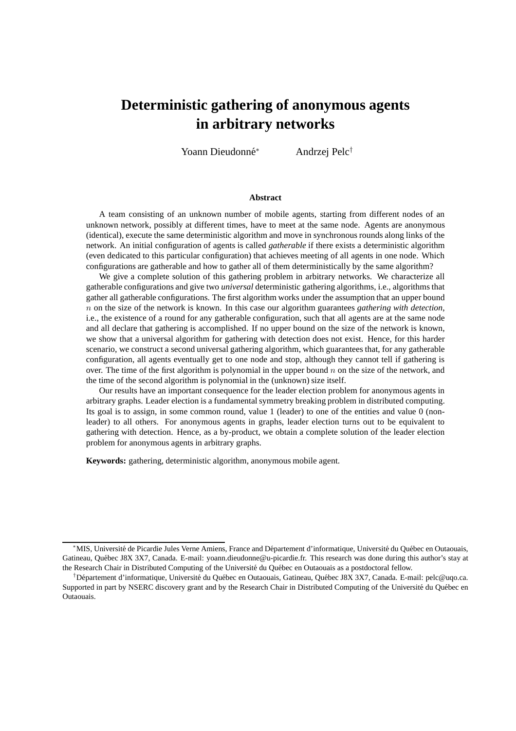# Deterministic gathering of anonymous agents in arbitrary networks

Yoann Dieudonné[*] Andrzej Pelc[†]

### Abstract

A team consisting of an unknown number of mobile agents, starting from different nodes of an unknown network, possibly at different times, have to meet at the same node. Agents are anonymous (identical), execute the same deterministic algorithm and move in synchronous rounds along links of the network. An initial configuration of agents is called *gatherable* if there exists a deterministic algorithm (even dedicated to this particular configuration) that achieves meeting of all agents in one node. Which configurations are gatherable and how to gather all of them deterministically by the same algorithm?

We give a complete solution of this gathering problem in arbitrary networks. We characterize all gatherable configurations and give two *universal* deterministic gathering algorithms, i.e., algorithms that gather all gatherable configurations. The first algorithm works under the assumption that an upper bound $n$ on the size of the network is known. In this case our algorithm guarantees *gathering with detection*, i.e., the existence of a round for any gatherable configuration, such that all agents are at the same node and all declare that gathering is accomplished. If no upper bound on the size of the network is known, we show that a universal algorithm for gathering with detection does not exist. Hence, for this harder scenario, we construct a second universal gathering algorithm, which guarantees that, for any gatherable configuration, all agents eventually get to one node and stop, although they cannot tell if gathering is over. The time of the first algorithm is polynomial in the upper bound $n$ on the size of the network, and the time of the second algorithm is polynomial in the (unknown) size itself.

Our results have an important consequence for the leader election problem for anonymous agents in arbitrary graphs. Leader election is a fundamental symmetry breaking problem in distributed computing. Its goal is to assign, in some common round, value 1 (leader) to one of the entities and value 0 (non-leader) to all others. For anonymous agents in graphs, leader election turns out to be equivalent to gathering with detection. Hence, as a by-product, we obtain a complete solution of the leader election problem for anonymous agents in arbitrary graphs.

**Keywords:** gathering, deterministic algorithm, anonymous mobile agent.

---

[*] MIS, Université de Picardie Jules Verne Amiens, France and Département d'informatique, Université du Québec en Outaouais, Gatineau, Québec J8X 3X7, Canada. E-mail: yoann.dieudonne@u-picardie.fr. This research was done during this author's stay at the Research Chair in Distributed Computing of the Université du Québec en Outaouais as a postdoctoral fellow.

[†] Département d'informatique, Université du Québec en Outaouais, Gatineau, Québec J8X 3X7, Canada. E-mail: pelc@uqo.ca. Supported in part by NSERC discovery grant and by the Research Chair in Distributed Computing of the Université du Québec en Outaouais.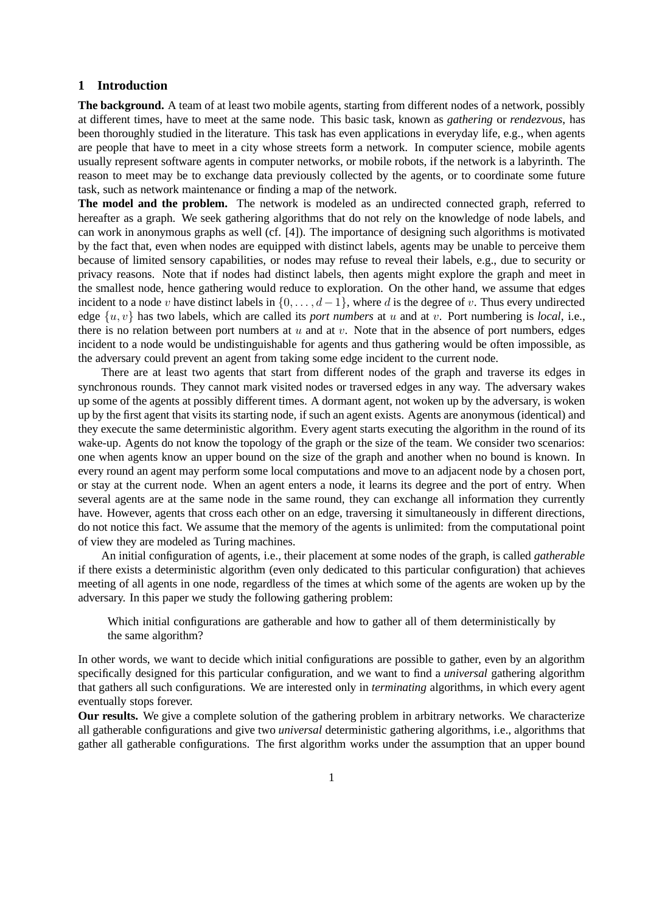# 1 Introduction

**The background.** A team of at least two mobile agents, starting from different nodes of a network, possibly at different times, have to meet at the same node. This basic task, known as *gathering* or *rendezvous*, has been thoroughly studied in the literature. This task has even applications in everyday life, e.g., when agents are people that have to meet in a city whose streets form a network. In computer science, mobile agents usually represent software agents in computer networks, or mobile robots, if the network is a labyrinth. The reason to meet may be to exchange data previously collected by the agents, or to coordinate some future task, such as network maintenance or finding a map of the network.

**The model and the problem.** The network is modeled as an undirected connected graph, referred to hereafter as a graph. We seek gathering algorithms that do not rely on the knowledge of node labels, and can work in anonymous graphs as well (cf. [4]). The importance of designing such algorithms is motivated by the fact that, even when nodes are equipped with distinct labels, agents may be unable to perceive them because of limited sensory capabilities, or nodes may refuse to reveal their labels, e.g., due to security or privacy reasons. Note that if nodes had distinct labels, then agents might explore the graph and meet in the smallest node, hence gathering would reduce to exploration. On the other hand, we assume that edges incident to a node $v$ have distinct labels in $\{0, \dots, d-1\}$, where $d$ is the degree of $v$. Thus every undirected edge $\{u, v\}$ has two labels, which are called its *port numbers* at $u$ and at $v$. Port numbering is *local*, i.e., there is no relation between port numbers at $u$ and at $v$. Note that in the absence of port numbers, edges incident to a node would be undistinguishable for agents and thus gathering would be often impossible, as the adversary could prevent an agent from taking some edge incident to the current node.

There are at least two agents that start from different nodes of the graph and traverse its edges in synchronous rounds. They cannot mark visited nodes or traversed edges in any way. The adversary wakes up some of the agents at possibly different times. A dormant agent, not woken up by the adversary, is woken up by the first agent that visits its starting node, if such an agent exists. Agents are anonymous (identical) and they execute the same deterministic algorithm. Every agent starts executing the algorithm in the round of its wake-up. Agents do not know the topology of the graph or the size of the team. We consider two scenarios: one when agents know an upper bound on the size of the graph and another when no bound is known. In every round an agent may perform some local computations and move to an adjacent node by a chosen port, or stay at the current node. When an agent enters a node, it learns its degree and the port of entry. When several agents are at the same node in the same round, they can exchange all information they currently have. However, agents that cross each other on an edge, traversing it simultaneously in different directions, do not notice this fact. We assume that the memory of the agents is unlimited: from the computational point of view they are modeled as Turing machines.

An initial configuration of agents, i.e., their placement at some nodes of the graph, is called *gatherable* if there exists a deterministic algorithm (even only dedicated to this particular configuration) that achieves meeting of all agents in one node, regardless of the times at which some of the agents are woken up by the adversary. In this paper we study the following gathering problem:

> Which initial configurations are gatherable and how to gather all of them deterministically by the same algorithm?

In other words, we want to decide which initial configurations are possible to gather, even by an algorithm specifically designed for this particular configuration, and we want to find a *universal* gathering algorithm that gathers all such configurations. We are interested only in *terminating* algorithms, in which every agent eventually stops forever.

**Our results.** We give a complete solution of the gathering problem in arbitrary networks. We characterize all gatherable configurations and give two *universal* deterministic gathering algorithms, i.e., algorithms that gather all gatherable configurations. The first algorithm works under the assumption that an upper bound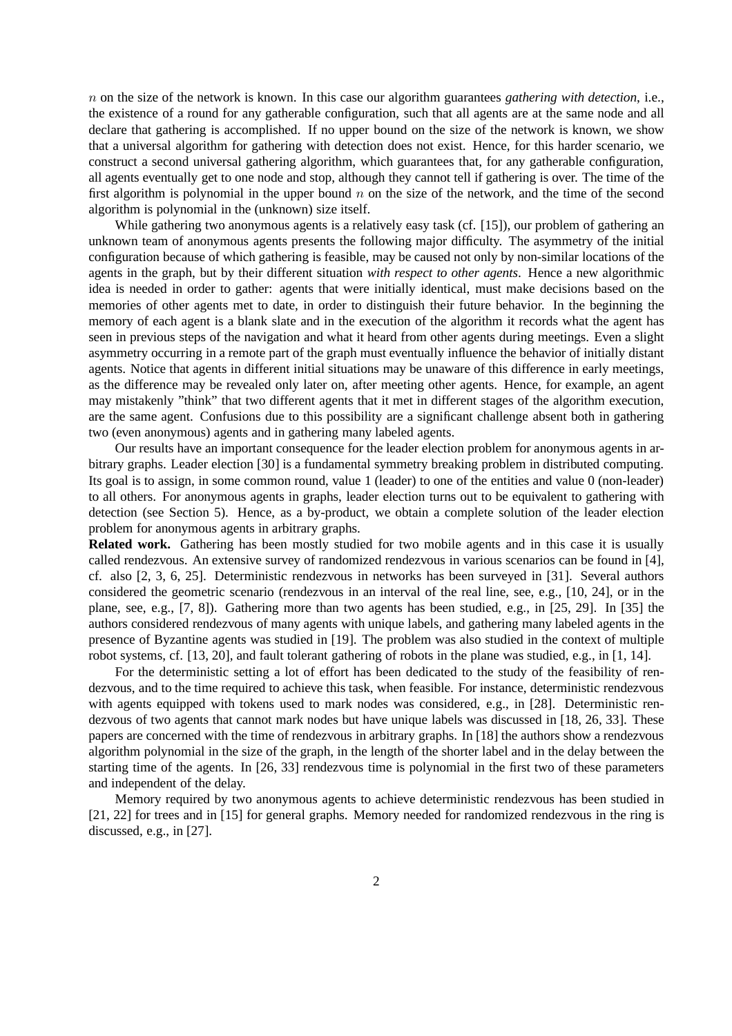$n$ on the size of the network is known. In this case our algorithm guarantees *gathering with detection*, i.e., the existence of a round for any gatherable configuration, such that all agents are at the same node and all declare that gathering is accomplished. If no upper bound on the size of the network is known, we show that a universal algorithm for gathering with detection does not exist. Hence, for this harder scenario, we construct a second universal gathering algorithm, which guarantees that, for any gatherable configuration, all agents eventually get to one node and stop, although they cannot tell if gathering is over. The time of the first algorithm is polynomial in the upper bound $n$ on the size of the network, and the time of the second algorithm is polynomial in the (unknown) size itself.

While gathering two anonymous agents is a relatively easy task (cf. [15]), our problem of gathering an unknown team of anonymous agents presents the following major difficulty. The asymmetry of the initial configuration because of which gathering is feasible, may be caused not only by non-similar locations of the agents in the graph, but by their different situation *with respect to other agents*. Hence a new algorithmic idea is needed in order to gather: agents that were initially identical, must make decisions based on the memories of other agents met to date, in order to distinguish their future behavior. In the beginning the memory of each agent is a blank slate and in the execution of the algorithm it records what the agent has seen in previous steps of the navigation and what it heard from other agents during meetings. Even a slight asymmetry occurring in a remote part of the graph must eventually influence the behavior of initially distant agents. Notice that agents in different initial situations may be unaware of this difference in early meetings, as the difference may be revealed only later on, after meeting other agents. Hence, for example, an agent may mistakenly "think" that two different agents that it met in different stages of the algorithm execution, are the same agent. Confusions due to this possibility are a significant challenge absent both in gathering two (even anonymous) agents and in gathering many labeled agents.

Our results have an important consequence for the leader election problem for anonymous agents in arbitrary graphs. Leader election [30] is a fundamental symmetry breaking problem in distributed computing. Its goal is to assign, in some common round, value 1 (leader) to one of the entities and value 0 (non-leader) to all others. For anonymous agents in graphs, leader election turns out to be equivalent to gathering with detection (see Section 5). Hence, as a by-product, we obtain a complete solution of the leader election problem for anonymous agents in arbitrary graphs.

**Related work.** Gathering has been mostly studied for two mobile agents and in this case it is usually called rendezvous. An extensive survey of randomized rendezvous in various scenarios can be found in [4], cf. also [2, 3, 6, 25]. Deterministic rendezvous in networks has been surveyed in [31]. Several authors considered the geometric scenario (rendezvous in an interval of the real line, see, e.g., [10, 24], or in the plane, see, e.g., [7, 8]). Gathering more than two agents has been studied, e.g., in [25, 29]. In [35] the authors considered rendezvous of many agents with unique labels, and gathering many labeled agents in the presence of Byzantine agents was studied in [19]. The problem was also studied in the context of multiple robot systems, cf. [13, 20], and fault tolerant gathering of robots in the plane was studied, e.g., in [1, 14].

For the deterministic setting a lot of effort has been dedicated to the study of the feasibility of rendezvous, and to the time required to achieve this task, when feasible. For instance, deterministic rendezvous with agents equipped with tokens used to mark nodes was considered, e.g., in [28]. Deterministic rendezvous of two agents that cannot mark nodes but have unique labels was discussed in [18, 26, 33]. These papers are concerned with the time of rendezvous in arbitrary graphs. In [18] the authors show a rendezvous algorithm polynomial in the size of the graph, in the length of the shorter label and in the delay between the starting time of the agents. In [26, 33] rendezvous time is polynomial in the first two of these parameters and independent of the delay.

Memory required by two anonymous agents to achieve deterministic rendezvous has been studied in [21, 22] for trees and in [15] for general graphs. Memory needed for randomized rendezvous in the ring is discussed, e.g., in [27].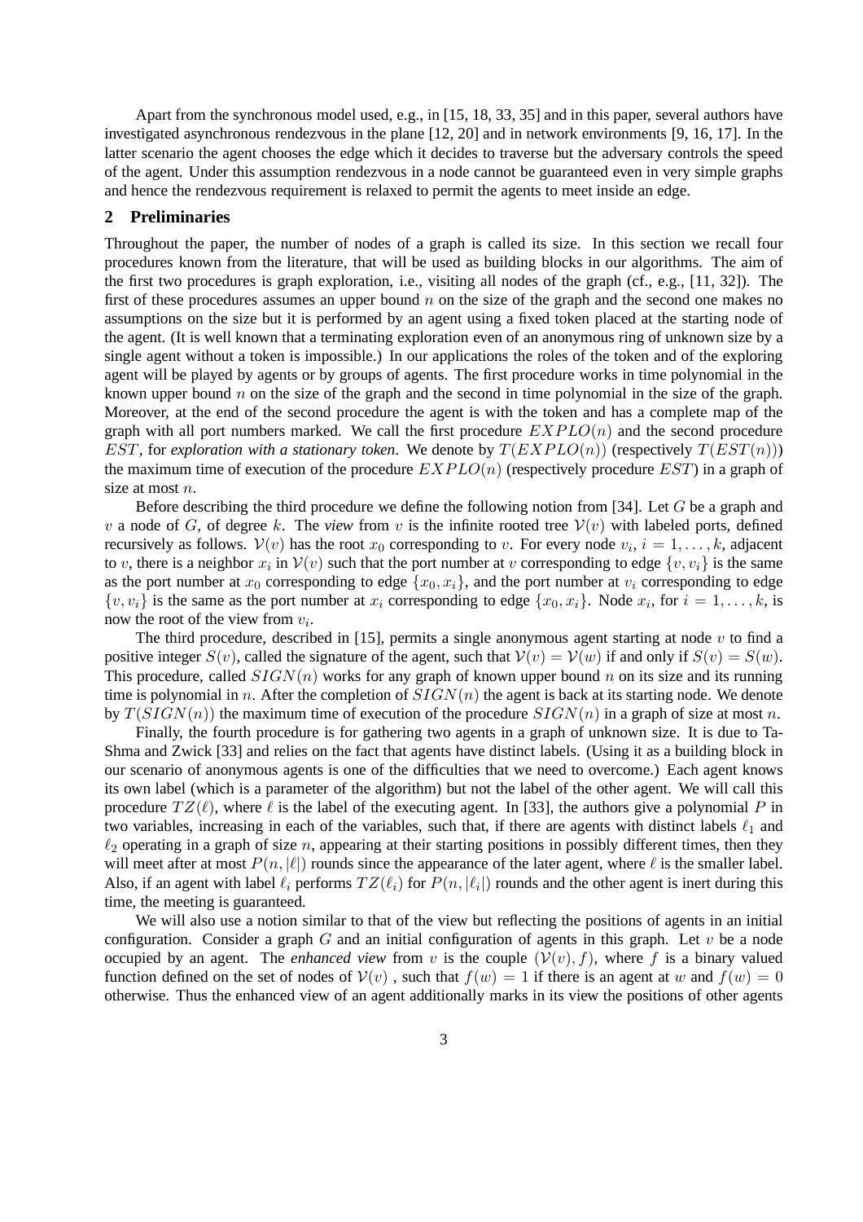Apart from the synchronous model used, e.g., in [15, 18, 33, 35] and in this paper, several authors have investigated asynchronous rendezvous in the plane [12, 20] and in network environments [9, 16, 17]. In the latter scenario the agent chooses the edge which it decides to traverse but the adversary controls the speed of the agent. Under this assumption rendezvous in a node cannot be guaranteed even in very simple graphs and hence the rendezvous requirement is relaxed to permit the agents to meet inside an edge.

## 2 Preliminaries

Throughout the paper, the number of nodes of a graph is called its size. In this section we recall four procedures known from the literature, that will be used as building blocks in our algorithms. The aim of the first two procedures is graph exploration, i.e., visiting all nodes of the graph (cf., e.g., [11, 32]). The first of these procedures assumes an upper bound $n$ on the size of the graph and the second one makes no assumptions on the size but it is performed by an agent using a fixed token placed at the starting node of the agent. (It is well known that a terminating exploration even of an anonymous ring of unknown size by a single agent without a token is impossible.) In our applications the roles of the token and of the exploring agent will be played by agents or by groups of agents. The first procedure works in time polynomial in the known upper bound $n$ on the size of the graph and the second in time polynomial in the size of the graph. Moreover, at the end of the second procedure the agent is with the token and has a complete map of the graph with all port numbers marked. We call the first procedure $EXPLO(n)$ and the second procedure $EST$, for *exploration with a stationary token*. We denote by $T(EXPLO(n))$ (respectively $T(EST(n))$) the maximum time of execution of the procedure $EXPLO(n)$ (respectively procedure $EST$) in a graph of size at most $n$.

Before describing the third procedure we define the following notion from [34]. Let $G$ be a graph and $v$ a node of $G$, of degree $k$. The *view* from $v$ is the infinite rooted tree $\mathcal{V}(v)$ with labeled ports, defined recursively as follows. $\mathcal{V}(v)$ has the root $x_0$ corresponding to $v$. For every node $v_i$, $i = 1, \ldots, k$, adjacent to $v$, there is a neighbor $x_i$ in $\mathcal{V}(v)$ such that the port number at $v$ corresponding to edge $\{v, v_i\}$ is the same as the port number at $x_0$ corresponding to edge $\{x_0, x_i\}$, and the port number at $v_i$ corresponding to edge $\{v, v_i\}$ is the same as the port number at $x_i$ corresponding to edge $\{x_0, x_i\}$. Node $x_i$, for $i = 1, \ldots, k$, is now the root of the view from $v_i$.

The third procedure, described in [15], permits a single anonymous agent starting at node $v$ to find a positive integer $S(v)$, called the signature of the agent, such that $\mathcal{V}(v) = \mathcal{V}(w)$ if and only if $S(v) = S(w)$. This procedure, called $SIGN(n)$ works for any graph of known upper bound $n$ on its size and its running time is polynomial in $n$. After the completion of $SIGN(n)$ the agent is back at its starting node. We denote by $T(SIGN(n))$ the maximum time of execution of the procedure $SIGN(n)$ in a graph of size at most $n$.

Finally, the fourth procedure is for gathering two agents in a graph of unknown size. It is due to Ta-Shma and Zwick [33] and relies on the fact that agents have distinct labels. (Using it as a building block in our scenario of anonymous agents is one of the difficulties that we need to overcome.) Each agent knows its own label (which is a parameter of the algorithm) but not the label of the other agent. We will call this procedure $TZ(\ell)$, where $\ell$ is the label of the executing agent. In [33], the authors give a polynomial $P$ in two variables, increasing in each of the variables, such that, if there are agents with distinct labels $\ell_1$ and $\ell_2$ operating in a graph of size $n$, appearing at their starting positions in possibly different times, then they will meet after at most $P(n, |\ell|)$ rounds since the appearance of the later agent, where $\ell$ is the smaller label. Also, if an agent with label $\ell_i$ performs $TZ(\ell_i)$ for $P(n, |\ell_i|)$ rounds and the other agent is inert during this time, the meeting is guaranteed.

We will also use a notion similar to that of the view but reflecting the positions of agents in an initial configuration. Consider a graph $G$ and an initial configuration of agents in this graph. Let $v$ be a node occupied by an agent. The *enhanced view* from $v$ is the couple $(\mathcal{V}(v), f)$, where $f$ is a binary valued function defined on the set of nodes of $\mathcal{V}(v)$ , such that $f(w) = 1$ if there is an agent at $w$ and $f(w) = 0$ otherwise. Thus the enhanced view of an agent additionally marks in its view the positions of other agents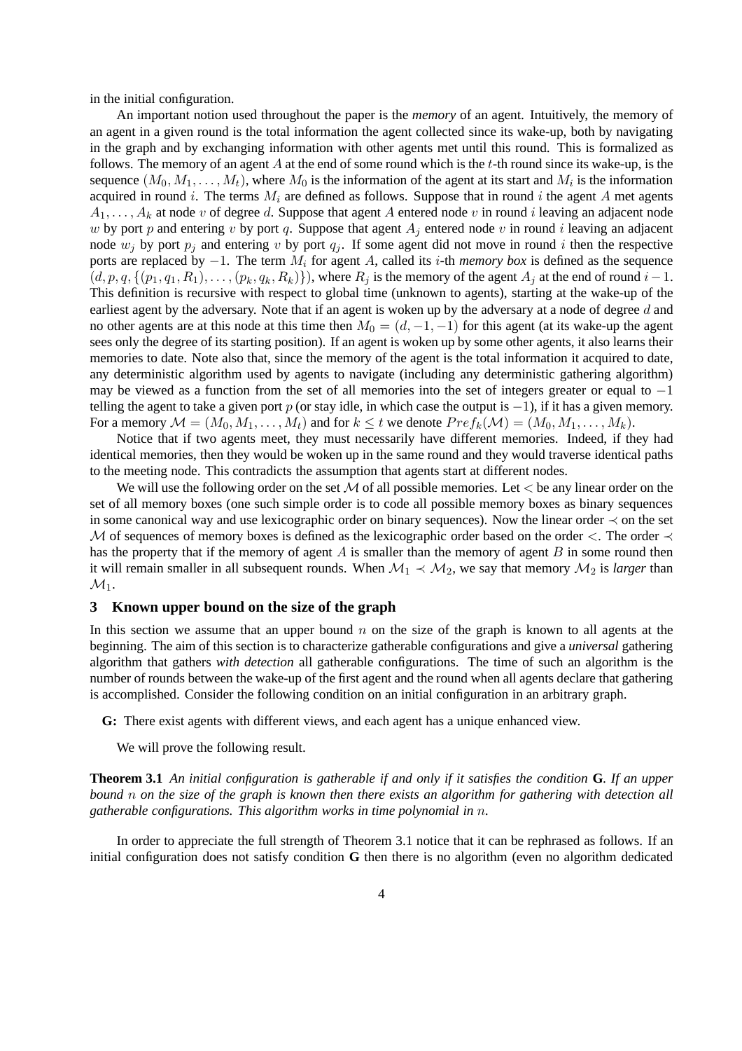in the initial configuration.

An important notion used throughout the paper is the *memory* of an agent. Intuitively, the memory of an agent in a given round is the total information the agent collected since its wake-up, both by navigating in the graph and by exchanging information with other agents met until this round. This is formalized as follows. The memory of an agent $A$ at the end of some round which is the $t$-th round since its wake-up, is the sequence $(M_0, M_1, \ldots, M_t)$, where $M_0$ is the information of the agent at its start and $M_i$ is the information acquired in round $i$. The terms $M_i$ are defined as follows. Suppose that in round $i$ the agent $A$ met agents $A_1, \ldots, A_k$ at node $v$ of degree $d$. Suppose that agent $A$ entered node $v$ in round $i$ leaving an adjacent node $w$ by port $p$ and entering $v$ by port $q$. Suppose that agent $A_j$ entered node $v$ in round $i$ leaving an adjacent node $w_j$ by port $p_j$ and entering $v$ by port $q_j$. If some agent did not move in round $i$ then the respective ports are replaced by $-1$. The term $M_i$ for agent $A$, called its $i$-th *memory box* is defined as the sequence $(d, p, q, \{(p_1, q_1, R_1), \ldots, (p_k, q_k, R_k)\})$, where $R_j$ is the memory of the agent $A_j$ at the end of round $i-1$. This definition is recursive with respect to global time (unknown to agents), starting at the wake-up of the earliest agent by the adversary. Note that if an agent is woken up by the adversary at a node of degree $d$ and no other agents are at this node at this time then $M_0 = (d, -1, -1)$ for this agent (at its wake-up the agent sees only the degree of its starting position). If an agent is woken up by some other agents, it also learns their memories to date. Note also that, since the memory of the agent is the total information it acquired to date, any deterministic algorithm used by agents to navigate (including any deterministic gathering algorithm) may be viewed as a function from the set of all memories into the set of integers greater or equal to $-1$ telling the agent to take a given port $p$ (or stay idle, in which case the output is $-1$), if it has a given memory. For a memory $\mathcal{M} = (M_0, M_1, \ldots, M_t)$ and for $k \leq t$ we denote $Pref_k(\mathcal{M}) = (M_0, M_1, \ldots, M_k)$.

Notice that if two agents meet, they must necessarily have different memories. Indeed, if they had identical memories, then they would be woken up in the same round and they would traverse identical paths to the meeting node. This contradicts the assumption that agents start at different nodes.

We will use the following order on the set $\mathcal{M}$ of all possible memories. Let $<$ be any linear order on the set of all memory boxes (one such simple order is to code all possible memory boxes as binary sequences in some canonical way and use lexicographic order on binary sequences). Now the linear order $\prec$ on the set $\mathcal{M}$ of sequences of memory boxes is defined as the lexicographic order based on the order $<$. The order $\prec$ has the property that if the memory of agent $A$ is smaller than the memory of agent $B$ in some round then it will remain smaller in all subsequent rounds. When $\mathcal{M}_1 \prec \mathcal{M}_2$, we say that memory $\mathcal{M}_2$ is *larger* than $\mathcal{M}_1$.

## 3 Known upper bound on the size of the graph

In this section we assume that an upper bound $n$ on the size of the graph is known to all agents at the beginning. The aim of this section is to characterize gatherable configurations and give a *universal* gathering algorithm that gathers *with detection* all gatherable configurations. The time of such an algorithm is the number of rounds between the wake-up of the first agent and the round when all agents declare that gathering is accomplished. Consider the following condition on an initial configuration in an arbitrary graph.

**G:** There exist agents with different views, and each agent has a unique enhanced view.

We will prove the following result.

**Theorem 3.1** *An initial configuration is gatherable if and only if it satisfies the condition* **G***. If an upper bound $n$ on the size of the graph is known then there exists an algorithm for gathering with detection all gatherable configurations. This algorithm works in time polynomial in $n$.*

In order to appreciate the full strength of Theorem 3.1 notice that it can be rephrased as follows. If an initial configuration does not satisfy condition **G** then there is no algorithm (even no algorithm dedicated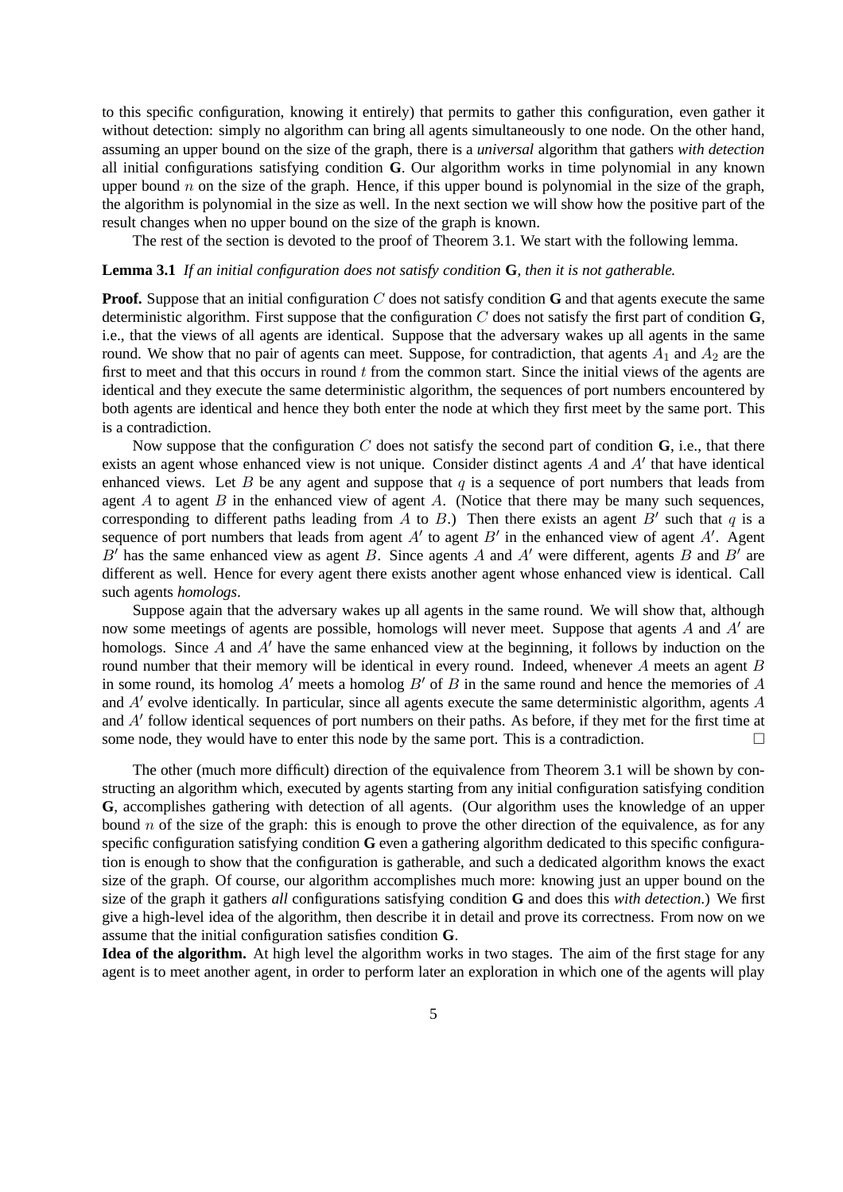to this specific configuration, knowing it entirely) that permits to gather this configuration, even gather it without detection: simply no algorithm can bring all agents simultaneously to one node. On the other hand, assuming an upper bound on the size of the graph, there is a *universal* algorithm that gathers *with detection* all initial configurations satisfying condition **G**. Our algorithm works in time polynomial in any known upper bound $n$ on the size of the graph. Hence, if this upper bound is polynomial in the size of the graph, the algorithm is polynomial in the size as well. In the next section we will show how the positive part of the result changes when no upper bound on the size of the graph is known.

The rest of the section is devoted to the proof of Theorem 3.1. We start with the following lemma.

**Lemma 3.1** *If an initial configuration does not satisfy condition* **G***, then it is not gatherable.*

**Proof.** Suppose that an initial configuration $C$ does not satisfy condition **G** and that agents execute the same deterministic algorithm. First suppose that the configuration $C$ does not satisfy the first part of condition **G**, i.e., that the views of all agents are identical. Suppose that the adversary wakes up all agents in the same round. We show that no pair of agents can meet. Suppose, for contradiction, that agents $A_1$ and $A_2$ are the first to meet and that this occurs in round $t$ from the common start. Since the initial views of the agents are identical and they execute the same deterministic algorithm, the sequences of port numbers encountered by both agents are identical and hence they both enter the node at which they first meet by the same port. This is a contradiction.

Now suppose that the configuration $C$ does not satisfy the second part of condition **G**, i.e., that there exists an agent whose enhanced view is not unique. Consider distinct agents $A$ and $A'$ that have identical enhanced views. Let $B$ be any agent and suppose that $q$ is a sequence of port numbers that leads from agent $A$ to agent $B$ in the enhanced view of agent $A$. (Notice that there may be many such sequences, corresponding to different paths leading from $A$ to $B$.) Then there exists an agent $B'$ such that $q$ is a sequence of port numbers that leads from agent $A'$ to agent $B'$ in the enhanced view of agent $A'$. Agent $B'$ has the same enhanced view as agent $B$. Since agents $A$ and $A'$ were different, agents $B$ and $B'$ are different as well. Hence for every agent there exists another agent whose enhanced view is identical. Call such agents *homologs*.

Suppose again that the adversary wakes up all agents in the same round. We will show that, although now some meetings of agents are possible, homologs will never meet. Suppose that agents $A$ and $A'$ are homologs. Since $A$ and $A'$ have the same enhanced view at the beginning, it follows by induction on the round number that their memory will be identical in every round. Indeed, whenever $A$ meets an agent $B$ in some round, its homolog $A'$ meets a homolog $B'$ of $B$ in the same round and hence the memories of $A$ and $A'$ evolve identically. In particular, since all agents execute the same deterministic algorithm, agents $A$ and $A'$ follow identical sequences of port numbers on their paths. As before, if they met for the first time at some node, they would have to enter this node by the same port. This is a contradiction. □

The other (much more difficult) direction of the equivalence from Theorem 3.1 will be shown by constructing an algorithm which, executed by agents starting from any initial configuration satisfying condition **G**, accomplishes gathering with detection of all agents. (Our algorithm uses the knowledge of an upper bound $n$ of the size of the graph: this is enough to prove the other direction of the equivalence, as for any specific configuration satisfying condition **G** even a gathering algorithm dedicated to this specific configuration is enough to show that the configuration is gatherable, and such a dedicated algorithm knows the exact size of the graph. Of course, our algorithm accomplishes much more: knowing just an upper bound on the size of the graph it gathers *all* configurations satisfying condition **G** and does this *with detection*.) We first give a high-level idea of the algorithm, then describe it in detail and prove its correctness. From now on we assume that the initial configuration satisfies condition **G**.

**Idea of the algorithm.** At high level the algorithm works in two stages. The aim of the first stage for any agent is to meet another agent, in order to perform later an exploration in which one of the agents will play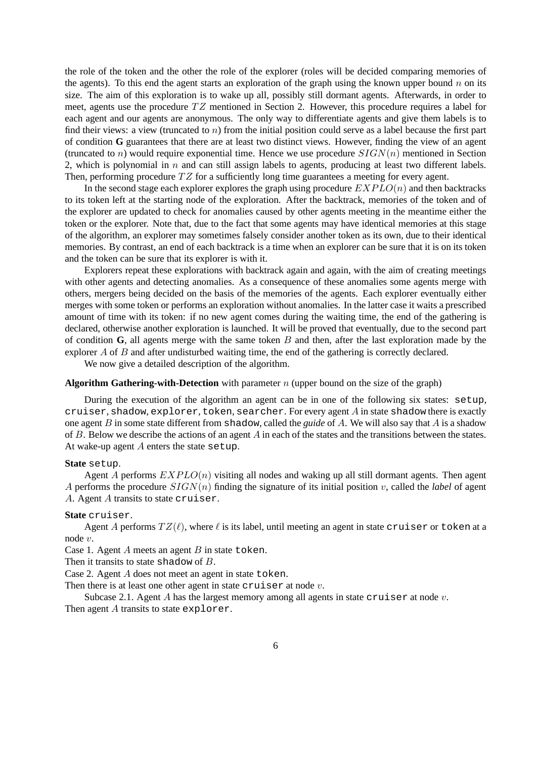the role of the token and the other the role of the explorer (roles will be decided comparing memories of the agents). To this end the agent starts an exploration of the graph using the known upper bound $n$ on its size. The aim of this exploration is to wake up all, possibly still dormant agents. Afterwards, in order to meet, agents use the procedure $TZ$ mentioned in Section 2. However, this procedure requires a label for each agent and our agents are anonymous. The only way to differentiate agents and give them labels is to find their views: a view (truncated to $n$) from the initial position could serve as a label because the first part of condition **G** guarantees that there are at least two distinct views. However, finding the view of an agent (truncated to $n$) would require exponential time. Hence we use procedure $SIGN(n)$ mentioned in Section 2, which is polynomial in $n$ and can still assign labels to agents, producing at least two different labels. Then, performing procedure $TZ$ for a sufficiently long time guarantees a meeting for every agent.

In the second stage each explorer explores the graph using procedure $EXPLO(n)$ and then backtracks to its token left at the starting node of the exploration. After the backtrack, memories of the token and of the explorer are updated to check for anomalies caused by other agents meeting in the meantime either the token or the explorer. Note that, due to the fact that some agents may have identical memories at this stage of the algorithm, an explorer may sometimes falsely consider another token as its own, due to their identical memories. By contrast, an end of each backtrack is a time when an explorer can be sure that it is on its token and the token can be sure that its explorer is with it.

Explorers repeat these explorations with backtrack again and again, with the aim of creating meetings with other agents and detecting anomalies. As a consequence of these anomalies some agents merge with others, mergers being decided on the basis of the memories of the agents. Each explorer eventually either merges with some token or performs an exploration without anomalies. In the latter case it waits a prescribed amount of time with its token: if no new agent comes during the waiting time, the end of the gathering is declared, otherwise another exploration is launched. It will be proved that eventually, due to the second part of condition **G**, all agents merge with the same token $B$ and then, after the last exploration made by the explorer $A$ of $B$ and after undisturbed waiting time, the end of the gathering is correctly declared.

We now give a detailed description of the algorithm.

**Algorithm Gathering-with-Detection** with parameter $n$ (upper bound on the size of the graph)

During the execution of the algorithm an agent can be in one of the following six states: `setup`, `cruiser`, `shadow`, `explorer`, `token`, `searcher`. For every agent $A$ in state `shadow` there is exactly one agent $B$ in some state different from `shadow`, called the *guide* of $A$. We will also say that $A$ is a shadow of $B$. Below we describe the actions of an agent $A$ in each of the states and the transitions between the states. At wake-up agent $A$ enters the state `setup`.

**State** `setup`.

Agent $A$ performs $EXPLO(n)$ visiting all nodes and waking up all still dormant agents. Then agent $A$ performs the procedure $SIGN(n)$ finding the signature of its initial position $v$, called the *label* of agent $A$. Agent $A$ transits to state `cruiser`.

**State** `cruiser`.

Agent $A$ performs $TZ(\ell)$, where $\ell$ is its label, until meeting an agent in state `cruiser` or `token` at a node $v$.

Case 1. Agent $A$ meets an agent $B$ in state `token`.

Then it transits to state `shadow` of $B$.

Case 2. Agent $A$ does not meet an agent in state `token`.

Then there is at least one other agent in state `cruiser` at node $v$.

Subcase 2.1. Agent $A$ has the largest memory among all agents in state `cruiser` at node $v$.

Then agent $A$ transits to state `explorer`.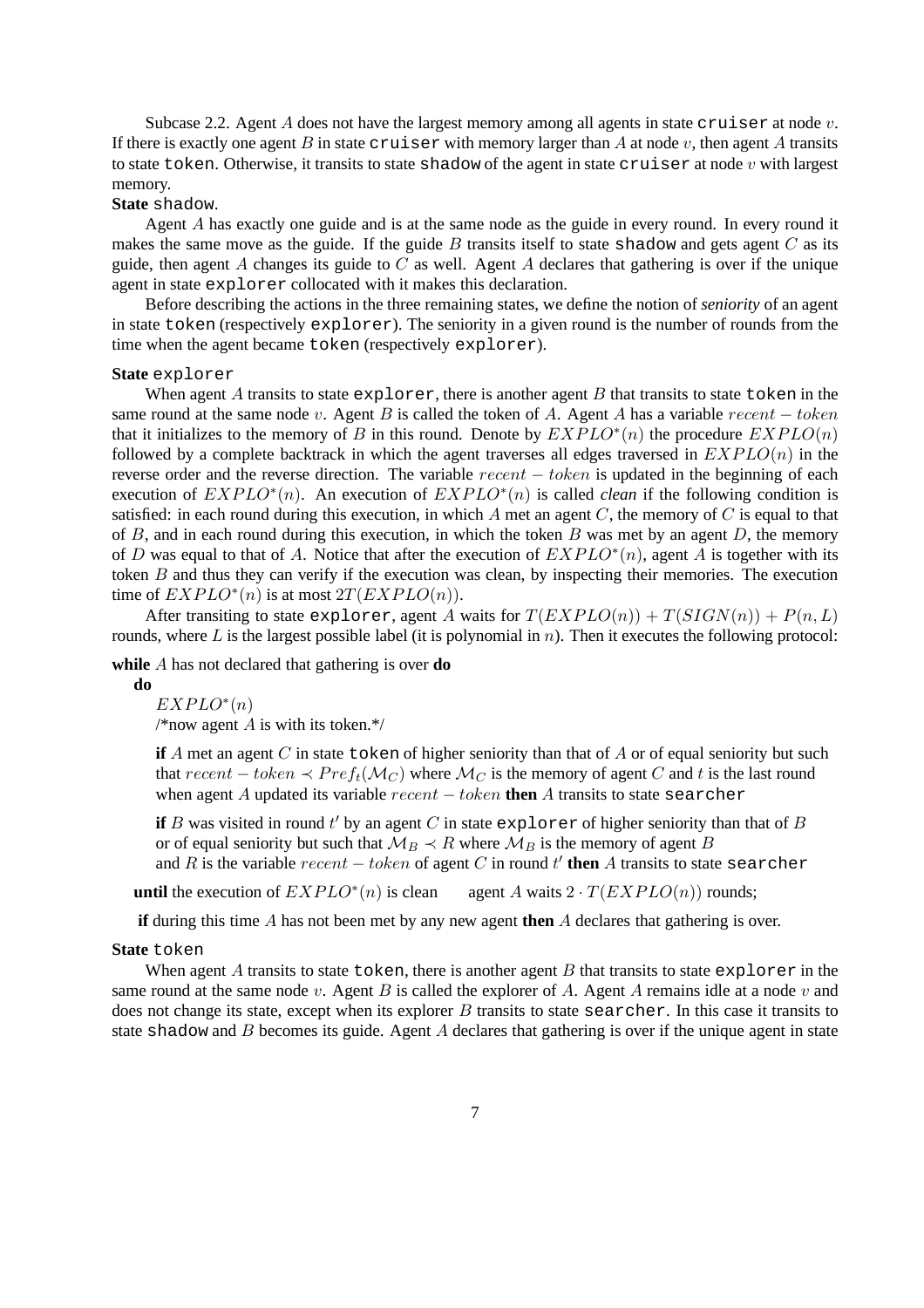Subcase 2.2. Agent $A$ does not have the largest memory among all agents in state `cruiser` at node $v$. If there is exactly one agent $B$ in state `cruiser` with memory larger than $A$ at node $v$, then agent $A$ transits to state `token`. Otherwise, it transits to state `shadow` of the agent in state `cruiser` at node $v$ with largest memory.

**State** `shadow`.

Agent $A$ has exactly one guide and is at the same node as the guide in every round. In every round it makes the same move as the guide. If the guide $B$ transits itself to state `shadow` and gets agent $C$ as its guide, then agent $A$ changes its guide to $C$ as well. Agent $A$ declares that gathering is over if the unique agent in state `explorer` collocated with it makes this declaration.

Before describing the actions in the three remaining states, we define the notion of *seniority* of an agent in state `token` (respectively `explorer`). The seniority in a given round is the number of rounds from the time when the agent became `token` (respectively `explorer`).

**State** `explorer`

When agent $A$ transits to state `explorer`, there is another agent $B$ that transits to state `token` in the same round at the same node $v$. Agent $B$ is called the token of $A$. Agent $A$ has a variable $recent-token$ that it initializes to the memory of $B$ in this round. Denote by $EXPLO^*(n)$ the procedure $EXPLO(n)$ followed by a complete backtrack in which the agent traverses all edges traversed in $EXPLO(n)$ in the reverse order and the reverse direction. The variable $recent-token$ is updated in the beginning of each execution of $EXPLO^*(n)$. An execution of $EXPLO^*(n)$ is called *clean* if the following condition is satisfied: in each round during this execution, in which $A$ met an agent $C$, the memory of $C$ is equal to that of $B$, and in each round during this execution, in which the token $B$ was met by an agent $D$, the memory of $D$ was equal to that of $A$. Notice that after the execution of $EXPLO^*(n)$, agent $A$ is together with its token $B$ and thus they can verify if the execution was clean, by inspecting their memories. The execution time of $EXPLO^*(n)$ is at most $2T(EXPLO(n))$.

After transiting to state `explorer`, agent $A$ waits for $T(EXPLO(n)) + T(SIGN(n)) + P(n, L)$ rounds, where $L$ is the largest possible label (it is polynomial in $n$). Then it executes the following protocol:

**while** $A$ has not declared that gathering is over **do**

**do**

$EXPLO^*(n)$

/*now agent $A$ is with its token.*/

**if** $A$ met an agent $C$ in state `token` of higher seniority than that of $A$ or of equal seniority but such that $recent-token \prec Pref_t(\mathcal{M}_C)$ where $\mathcal{M}_C$ is the memory of agent $C$ and $t$ is the last round when agent $A$ updated its variable $recent-token$ **then** $A$ transits to state `searcher`

**if** $B$ was visited in round $t'$ by an agent $C$ in state `explorer` of higher seniority than that of $B$ or of equal seniority but such that $\mathcal{M}_B \prec R$ where $\mathcal{M}_B$ is the memory of agent $B$ and $R$ is the variable $recent-token$ of agent $C$ in round $t'$ **then** $A$ transits to state `searcher`

**until** the execution of $EXPLO^*(n)$ is clean agent $A$ waits $2 \cdot T(EXPLO(n))$ rounds;

**if** during this time $A$ has not been met by any new agent **then** $A$ declares that gathering is over.

**State** `token`

When agent $A$ transits to state `token`, there is another agent $B$ that transits to state `explorer` in the same round at the same node $v$. Agent $B$ is called the explorer of $A$. Agent $A$ remains idle at a node $v$ and does not change its state, except when its explorer $B$ transits to state `searcher`. In this case it transits to state `shadow` and $B$ becomes its guide. Agent $A$ declares that gathering is over if the unique agent in state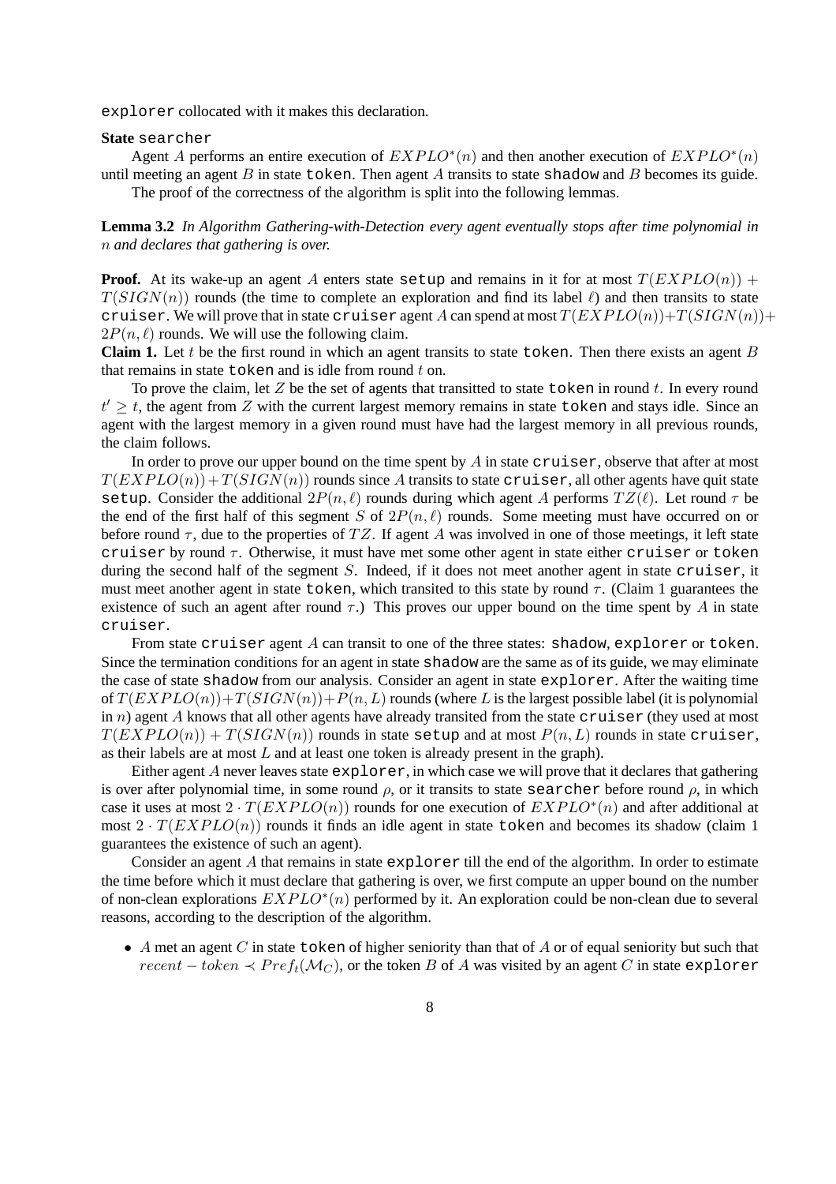explorer collocated with it makes this declaration.

**State** searcher

Agent $A$ performs an entire execution of $EXPLO^*(n)$ and then another execution of $EXPLO^*(n)$ until meeting an agent $B$ in state token. Then agent $A$ transits to state shadow and $B$ becomes its guide.

The proof of the correctness of the algorithm is split into the following lemmas.

**Lemma 3.2** *In Algorithm Gathering-with-Detection every agent eventually stops after time polynomial in $n$ and declares that gathering is over.*

**Proof.** At its wake-up an agent $A$ enters state setup and remains in it for at most $T(EXPLO(n)) + T(SIGN(n))$ rounds (the time to complete an exploration and find its label $\ell$) and then transits to state cruiser. We will prove that in state cruiser agent $A$ can spend at most $T(EXPLO(n))+T(SIGN(n))+2P(n, \ell)$ rounds. We will use the following claim.

**Claim 1.** Let $t$ be the first round in which an agent transits to state token. Then there exists an agent $B$ that remains in state token and is idle from round $t$ on.

To prove the claim, let $Z$ be the set of agents that transitted to state token in round $t$. In every round $t' \geq t$, the agent from $Z$ with the current largest memory remains in state token and stays idle. Since an agent with the largest memory in a given round must have had the largest memory in all previous rounds, the claim follows.

In order to prove our upper bound on the time spent by $A$ in state cruiser, observe that after at most $T(EXPLO(n)) + T(SIGN(n))$ rounds since $A$ transits to state cruiser, all other agents have quit state setup. Consider the additional $2P(n, \ell)$ rounds during which agent $A$ performs $TZ(\ell)$. Let round $\tau$ be the end of the first half of this segment $S$ of $2P(n, \ell)$ rounds. Some meeting must have occurred on or before round $\tau$, due to the properties of $TZ$. If agent $A$ was involved in one of those meetings, it left state cruiser by round $\tau$. Otherwise, it must have met some other agent in state either cruiser or token during the second half of the segment $S$. Indeed, if it does not meet another agent in state cruiser, it must meet another agent in state token, which transited to this state by round $\tau$. (Claim 1 guarantees the existence of such an agent after round $\tau$.) This proves our upper bound on the time spent by $A$ in state cruiser.

From state cruiser agent $A$ can transit to one of the three states: shadow, explorer or token. Since the termination conditions for an agent in state shadow are the same as of its guide, we may eliminate the case of state shadow from our analysis. Consider an agent in state explorer. After the waiting time of $T(EXPLO(n))+T(SIGN(n))+P(n, L)$ rounds (where $L$ is the largest possible label (it is polynomial in $n$) agent $A$ knows that all other agents have already transited from the state cruiser (they used at most $T(EXPLO(n)) + T(SIGN(n))$ rounds in state setup and at most $P(n, L)$ rounds in state cruiser, as their labels are at most $L$ and at least one token is already present in the graph).

Either agent $A$ never leaves state explorer, in which case we will prove that it declares that gathering is over after polynomial time, in some round $\rho$, or it transits to state searcher before round $\rho$, in which case it uses at most $2 \cdot T(EXPLO(n))$ rounds for one execution of $EXPLO^*(n)$ and after additional at most $2 \cdot T(EXPLO(n))$ rounds it finds an idle agent in state token and becomes its shadow (claim 1 guarantees the existence of such an agent).

Consider an agent $A$ that remains in state explorer till the end of the algorithm. In order to estimate the time before which it must declare that gathering is over, we first compute an upper bound on the number of non-clean explorations $EXPLO^*(n)$ performed by it. An exploration could be non-clean due to several reasons, according to the description of the algorithm.

- $A$ met an agent $C$ in state token of higher seniority than that of $A$ or of equal seniority but such that $recent - token \prec Pref_t(\mathcal{M}_C)$, or the token $B$ of $A$ was visited by an agent $C$ in state explorer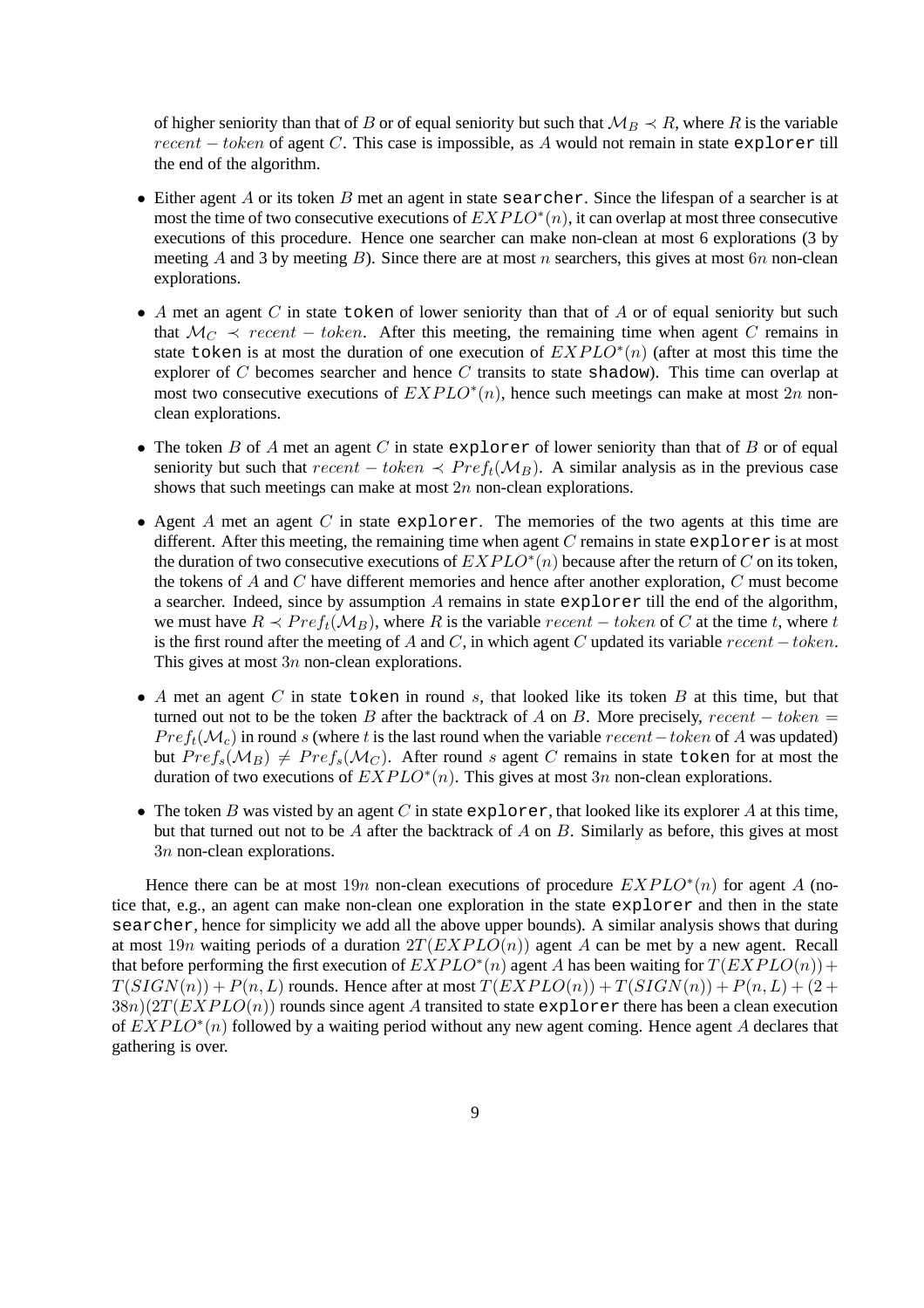of higher seniority than that of $B$ or of equal seniority but such that $\mathcal{M}_B \prec R$, where $R$ is the variable $recent-token$ of agent $C$. This case is impossible, as $A$ would not remain in state `explorer` till the end of the algorithm.

- Either agent $A$ or its token $B$ met an agent in state `searcher`. Since the lifespan of a searcher is at most the time of two consecutive executions of $EXPLO^*(n)$, it can overlap at most three consecutive executions of this procedure. Hence one searcher can make non-clean at most 6 explorations (3 by meeting $A$ and 3 by meeting $B$). Since there are at most $n$ searchers, this gives at most $6n$ non-clean explorations.

- $A$ met an agent $C$ in state `token` of lower seniority than that of $A$ or of equal seniority but such that $\mathcal{M}_C \prec recent-token$. After this meeting, the remaining time when agent $C$ remains in state `token` is at most the duration of one execution of $EXPLO^*(n)$ (after at most this time the explorer of $C$ becomes searcher and hence $C$ transits to state `shadow`). This time can overlap at most two consecutive executions of $EXPLO^*(n)$, hence such meetings can make at most $2n$ non-clean explorations.

- The token $B$ of $A$ met an agent $C$ in state `explorer` of lower seniority than that of $B$ or of equal seniority but such that $recent-token \prec Pref_t(\mathcal{M}_B)$. A similar analysis as in the previous case shows that such meetings can make at most $2n$ non-clean explorations.

- Agent $A$ met an agent $C$ in state `explorer`. The memories of the two agents at this time are different. After this meeting, the remaining time when agent $C$ remains in state `explorer` is at most the duration of two consecutive executions of $EXPLO^*(n)$ because after the return of $C$ on its token, the tokens of $A$ and $C$ have different memories and hence after another exploration, $C$ must become a searcher. Indeed, since by assumption $A$ remains in state `explorer` till the end of the algorithm, we must have $R \prec Pref_t(\mathcal{M}_B)$, where $R$ is the variable $recent-token$ of $C$ at the time $t$, where $t$ is the first round after the meeting of $A$ and $C$, in which agent $C$ updated its variable $recent-token$. This gives at most $3n$ non-clean explorations.

- $A$ met an agent $C$ in state `token` in round $s$, that looked like its token $B$ at this time, but that turned out not to be the token $B$ after the backtrack of $A$ on $B$. More precisely, $recent-token = Pref_t(\mathcal{M}_c)$ in round $s$ (where $t$ is the last round when the variable $recent-token$ of $A$ was updated) but $Pref_s(\mathcal{M}_B) \neq Pref_s(\mathcal{M}_C)$. After round $s$ agent $C$ remains in state `token` for at most the duration of two executions of $EXPLO^*(n)$. This gives at most $3n$ non-clean explorations.

- The token $B$ was visted by an agent $C$ in state `explorer`, that looked like its explorer $A$ at this time, but that turned out not to be $A$ after the backtrack of $A$ on $B$. Similarly as before, this gives at most $3n$ non-clean explorations.

Hence there can be at most $19n$ non-clean executions of procedure $EXPLO^*(n)$ for agent $A$ (notice that, e.g., an agent can make non-clean one exploration in the state `explorer` and then in the state `searcher`, hence for simplicity we add all the above upper bounds). A similar analysis shows that during at most $19n$ waiting periods of a duration $2T(EXPLO(n))$ agent $A$ can be met by a new agent. Recall that before performing the first execution of $EXPLO^*(n)$ agent $A$ has been waiting for $T(EXPLO(n)) + T(SIGN(n)) + P(n, L)$ rounds. Hence after at most $T(EXPLO(n)) + T(SIGN(n)) + P(n, L) + (2 + 38n)(2T(EXPLO(n))$ rounds since agent $A$ transited to state `explorer` there has been a clean execution of $EXPLO^*(n)$ followed by a waiting period without any new agent coming. Hence agent $A$ declares that gathering is over.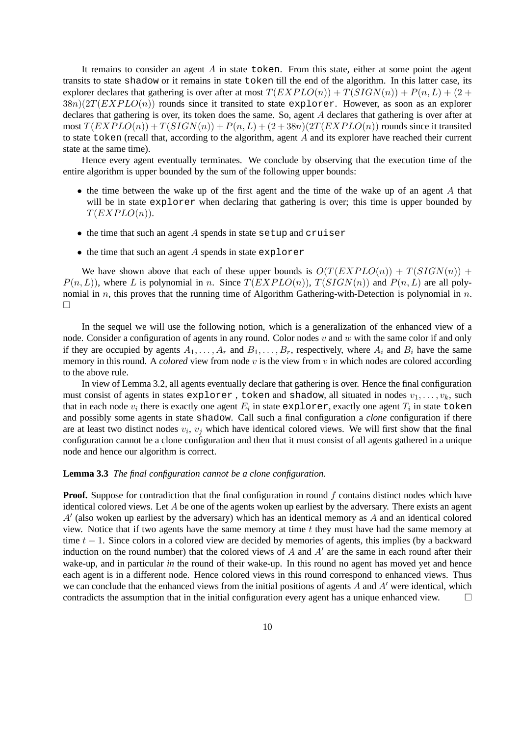It remains to consider an agent $A$ in state token. From this state, either at some point the agent transits to state shadow or it remains in state token till the end of the algorithm. In this latter case, its explorer declares that gathering is over after at most $T(EXPLO(n)) + T(SIGN(n)) + P(n, L) + (2 + 38n)(2T(EXPLO(n))$ rounds since it transited to state explorer. However, as soon as an explorer declares that gathering is over, its token does the same. So, agent $A$ declares that gathering is over after at most $T(EXPLO(n)) + T(SIGN(n)) + P(n, L) + (2 + 38n)(2T(EXPLO(n))$ rounds since it transited to state token (recall that, according to the algorithm, agent $A$ and its explorer have reached their current state at the same time).

Hence every agent eventually terminates. We conclude by observing that the execution time of the entire algorithm is upper bounded by the sum of the following upper bounds:

- the time between the wake up of the first agent and the time of the wake up of an agent $A$ that will be in state explorer when declaring that gathering is over; this time is upper bounded by $T(EXPLO(n))$.
- the time that such an agent $A$ spends in state setup and cruiser
- the time that such an agent $A$ spends in state explorer

We have shown above that each of these upper bounds is $O(T(EXPLO(n)) + T(SIGN(n)) + P(n, L))$, where $L$ is polynomial in $n$. Since $T(EXPLO(n))$, $T(SIGN(n))$ and $P(n, L)$ are all polynomial in $n$, this proves that the running time of Algorithm Gathering-with-Detection is polynomial in $n$. □

In the sequel we will use the following notion, which is a generalization of the enhanced view of a node. Consider a configuration of agents in any round. Color nodes $v$ and $w$ with the same color if and only if they are occupied by agents $A_1, \ldots, A_r$ and $B_1, \ldots, B_r$, respectively, where $A_i$ and $B_i$ have the same memory in this round. A *colored* view from node $v$ is the view from $v$ in which nodes are colored according to the above rule.

In view of Lemma 3.2, all agents eventually declare that gathering is over. Hence the final configuration must consist of agents in states explorer , token and shadow, all situated in nodes $v_1, \ldots, v_k$, such that in each node $v_i$ there is exactly one agent $E_i$ in state explorer, exactly one agent $T_i$ in state token and possibly some agents in state shadow. Call such a final configuration a *clone* configuration if there are at least two distinct nodes $v_i$, $v_j$ which have identical colored views. We will first show that the final configuration cannot be a clone configuration and then that it must consist of all agents gathered in a unique node and hence our algorithm is correct.

**Lemma 3.3** *The final configuration cannot be a clone configuration.*

**Proof.** Suppose for contradiction that the final configuration in round $f$ contains distinct nodes which have identical colored views. Let $A$ be one of the agents woken up earliest by the adversary. There exists an agent $A'$ (also woken up earliest by the adversary) which has an identical memory as $A$ and an identical colored view. Notice that if two agents have the same memory at time $t$ they must have had the same memory at time $t-1$. Since colors in a colored view are decided by memories of agents, this implies (by a backward induction on the round number) that the colored views of $A$ and $A'$ are the same in each round after their wake-up, and in particular *in* the round of their wake-up. In this round no agent has moved yet and hence each agent is in a different node. Hence colored views in this round correspond to enhanced views. Thus we can conclude that the enhanced views from the initial positions of agents $A$ and $A'$ were identical, which contradicts the assumption that in the initial configuration every agent has a unique enhanced view. □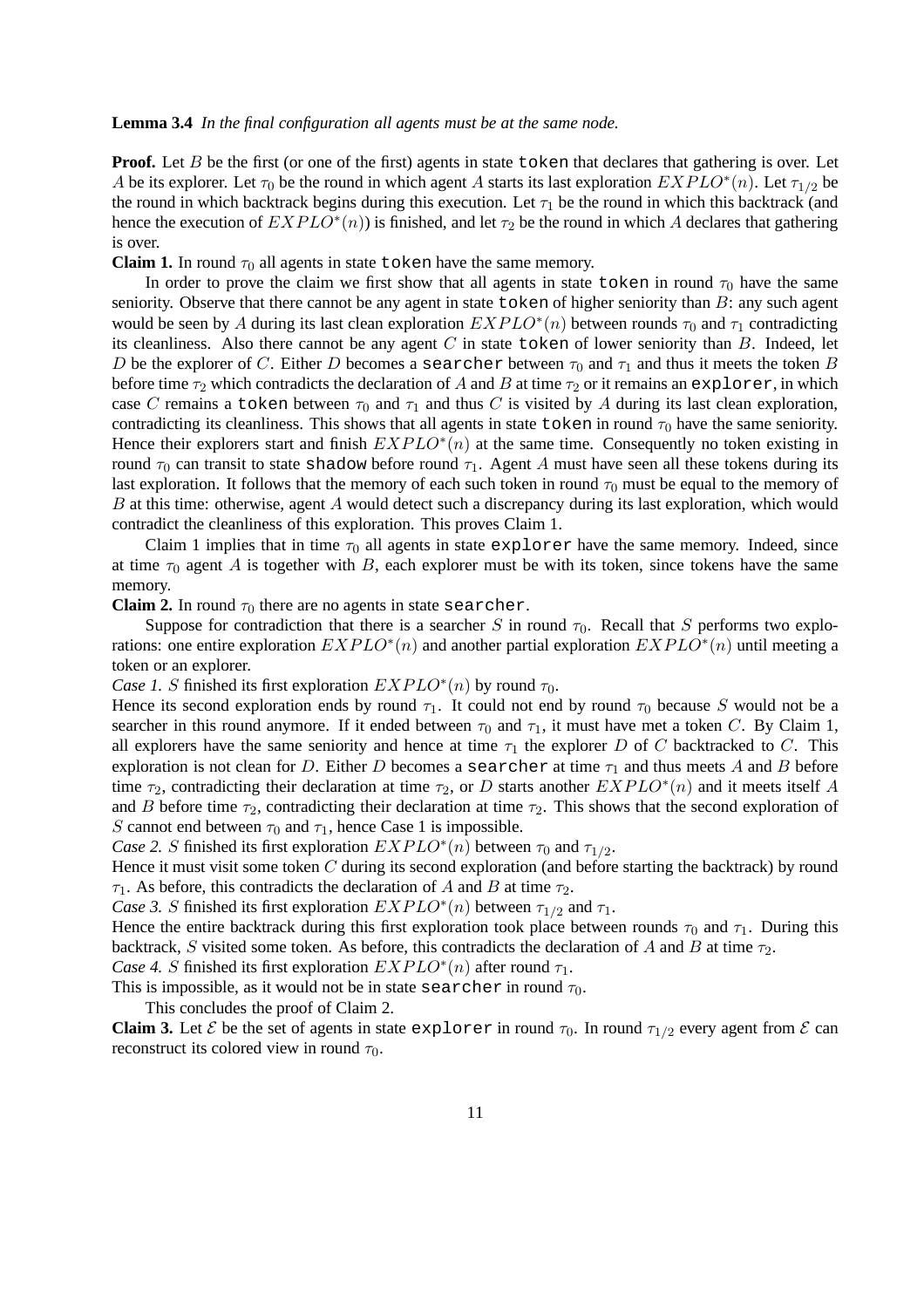**Lemma 3.4** *In the final configuration all agents must be at the same node.*

**Proof.** Let $B$ be the first (or one of the first) agents in state `token` that declares that gathering is over. Let $A$ be its explorer. Let $\tau_0$ be the round in which agent $A$ starts its last exploration $EXPLO^*(n)$. Let $\tau_{1/2}$ be the round in which backtrack begins during this execution. Let $\tau_1$ be the round in which this backtrack (and hence the execution of $EXPLO^*(n)$) is finished, and let $\tau_2$ be the round in which $A$ declares that gathering is over.

**Claim 1.** In round $\tau_0$ all agents in state `token` have the same memory.

In order to prove the claim we first show that all agents in state `token` in round $\tau_0$ have the same seniority. Observe that there cannot be any agent in state `token` of higher seniority than $B$: any such agent would be seen by $A$ during its last clean exploration $EXPLO^*(n)$ between rounds $\tau_0$ and $\tau_1$ contradicting its cleanliness. Also there cannot be any agent $C$ in state `token` of lower seniority than $B$. Indeed, let $D$ be the explorer of $C$. Either $D$ becomes a `searcher` between $\tau_0$ and $\tau_1$ and thus it meets the token $B$ before time $\tau_2$ which contradicts the declaration of $A$ and $B$ at time $\tau_2$ or it remains an `explorer`, in which case $C$ remains a `token` between $\tau_0$ and $\tau_1$ and thus $C$ is visited by $A$ during its last clean exploration, contradicting its cleanliness. This shows that all agents in state `token` in round $\tau_0$ have the same seniority. Hence their explorers start and finish $EXPLO^*(n)$ at the same time. Consequently no token existing in round $\tau_0$ can transit to state `shadow` before round $\tau_1$. Agent $A$ must have seen all these tokens during its last exploration. It follows that the memory of each such token in round $\tau_0$ must be equal to the memory of $B$ at this time: otherwise, agent $A$ would detect such a discrepancy during its last exploration, which would contradict the cleanliness of this exploration. This proves Claim 1.

Claim 1 implies that in time $\tau_0$ all agents in state `explorer` have the same memory. Indeed, since at time $\tau_0$ agent $A$ is together with $B$, each explorer must be with its token, since tokens have the same memory.

**Claim 2.** In round $\tau_0$ there are no agents in state `searcher`.

Suppose for contradiction that there is a searcher $S$ in round $\tau_0$. Recall that $S$ performs two explorations: one entire exploration $EXPLO^*(n)$ and another partial exploration $EXPLO^*(n)$ until meeting a token or an explorer.

*Case 1.* $S$ finished its first exploration $EXPLO^*(n)$ by round $\tau_0$.

Hence its second exploration ends by round $\tau_1$. It could not end by round $\tau_0$ because $S$ would not be a searcher in this round anymore. If it ended between $\tau_0$ and $\tau_1$, it must have met a token $C$. By Claim 1, all explorers have the same seniority and hence at time $\tau_1$ the explorer $D$ of $C$ backtracked to $C$. This exploration is not clean for $D$. Either $D$ becomes a `searcher` at time $\tau_1$ and thus meets $A$ and $B$ before time $\tau_2$, contradicting their declaration at time $\tau_2$, or $D$ starts another $EXPLO^*(n)$ and it meets itself $A$ and $B$ before time $\tau_2$, contradicting their declaration at time $\tau_2$. This shows that the second exploration of $S$ cannot end between $\tau_0$ and $\tau_1$, hence Case 1 is impossible.

*Case 2.* $S$ finished its first exploration $EXPLO^*(n)$ between $\tau_0$ and $\tau_{1/2}$.

Hence it must visit some token $C$ during its second exploration (and before starting the backtrack) by round $\tau_1$. As before, this contradicts the declaration of $A$ and $B$ at time $\tau_2$.

*Case 3.* $S$ finished its first exploration $EXPLO^*(n)$ between $\tau_{1/2}$ and $\tau_1$.

Hence the entire backtrack during this first exploration took place between rounds $\tau_0$ and $\tau_1$. During this backtrack, $S$ visited some token. As before, this contradicts the declaration of $A$ and $B$ at time $\tau_2$.

*Case 4.* $S$ finished its first exploration $EXPLO^*(n)$ after round $\tau_1$.

This is impossible, as it would not be in state `searcher` in round $\tau_0$.

This concludes the proof of Claim 2.

**Claim 3.** Let $\mathcal{E}$ be the set of agents in state `explorer` in round $\tau_0$. In round $\tau_{1/2}$ every agent from $\mathcal{E}$ can reconstruct its colored view in round $\tau_0$.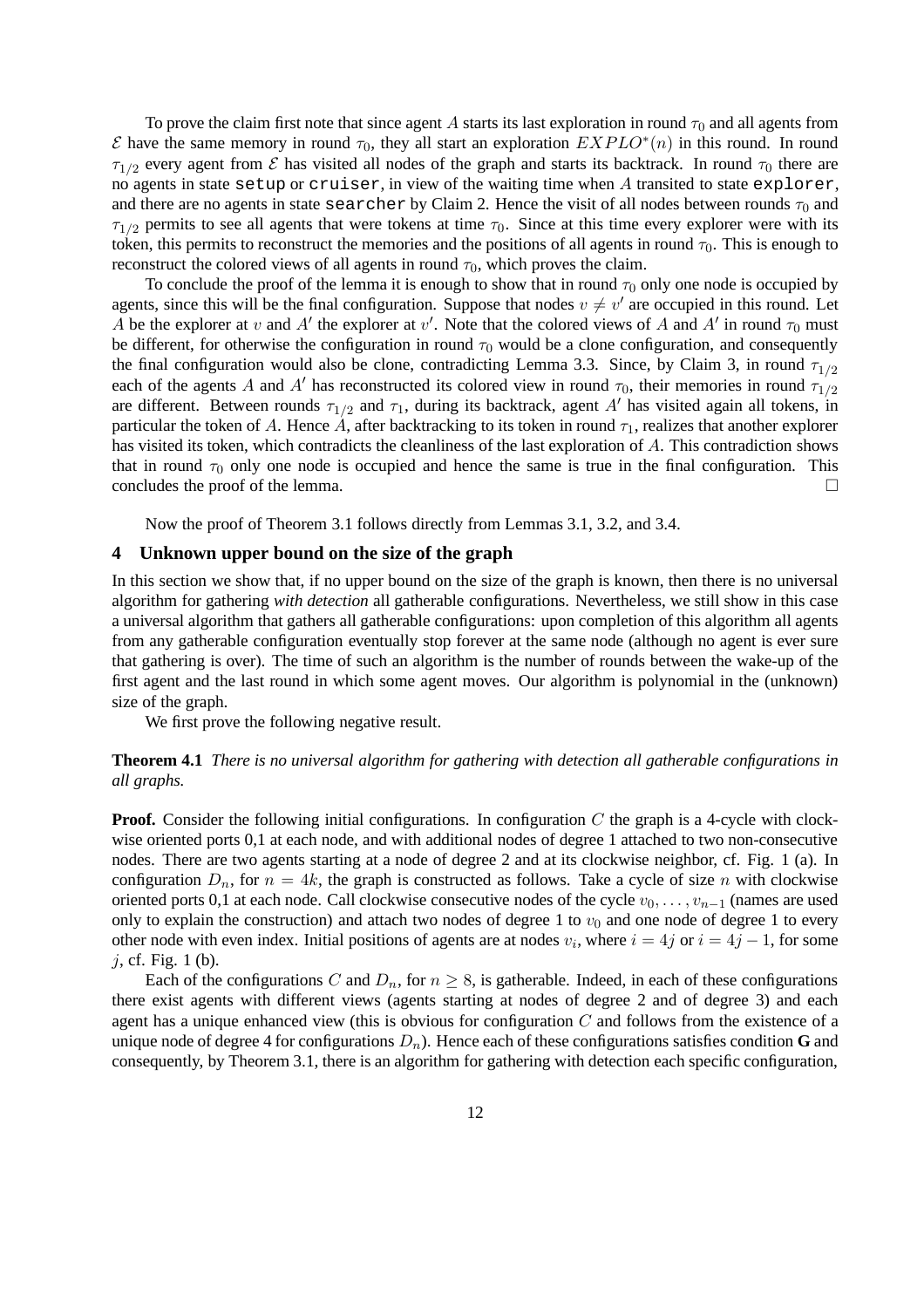To prove the claim first note that since agent $A$ starts its last exploration in round $\tau_0$ and all agents from $\mathcal{E}$ have the same memory in round $\tau_0$, they all start an exploration $EXPLO^*(n)$ in this round. In round $\tau_{1/2}$ every agent from $\mathcal{E}$ has visited all nodes of the graph and starts its backtrack. In round $\tau_0$ there are no agents in state `setup` or `cruiser`, in view of the waiting time when $A$ transited to state `explorer`, and there are no agents in state `searcher` by Claim 2. Hence the visit of all nodes between rounds $\tau_0$ and $\tau_{1/2}$ permits to see all agents that were tokens at time $\tau_0$. Since at this time every explorer were with its token, this permits to reconstruct the memories and the positions of all agents in round $\tau_0$. This is enough to reconstruct the colored views of all agents in round $\tau_0$, which proves the claim.

To conclude the proof of the lemma it is enough to show that in round $\tau_0$ only one node is occupied by agents, since this will be the final configuration. Suppose that nodes $v \neq v'$ are occupied in this round. Let $A$ be the explorer at $v$ and $A'$ the explorer at $v'$. Note that the colored views of $A$ and $A'$ in round $\tau_0$ must be different, for otherwise the configuration in round $\tau_0$ would be a clone configuration, and consequently the final configuration would also be clone, contradicting Lemma 3.3. Since, by Claim 3, in round $\tau_{1/2}$ each of the agents $A$ and $A'$ has reconstructed its colored view in round $\tau_0$, their memories in round $\tau_{1/2}$ are different. Between rounds $\tau_{1/2}$ and $\tau_1$, during its backtrack, agent $A'$ has visited again all tokens, in particular the token of $A$. Hence $A$, after backtracking to its token in round $\tau_1$, realizes that another explorer has visited its token, which contradicts the cleanliness of the last exploration of $A$. This contradiction shows that in round $\tau_0$ only one node is occupied and hence the same is true in the final configuration. This concludes the proof of the lemma. □

Now the proof of Theorem 3.1 follows directly from Lemmas 3.1, 3.2, and 3.4.

## 4 Unknown upper bound on the size of the graph

In this section we show that, if no upper bound on the size of the graph is known, then there is no universal algorithm for gathering *with detection* all gatherable configurations. Nevertheless, we still show in this case a universal algorithm that gathers all gatherable configurations: upon completion of this algorithm all agents from any gatherable configuration eventually stop forever at the same node (although no agent is ever sure that gathering is over). The time of such an algorithm is the number of rounds between the wake-up of the first agent and the last round in which some agent moves. Our algorithm is polynomial in the (unknown) size of the graph.

We first prove the following negative result.

**Theorem 4.1** *There is no universal algorithm for gathering with detection all gatherable configurations in all graphs.*

**Proof.** Consider the following initial configurations. In configuration $C$ the graph is a 4-cycle with clockwise oriented ports 0,1 at each node, and with additional nodes of degree 1 attached to two non-consecutive nodes. There are two agents starting at a node of degree 2 and at its clockwise neighbor, cf. Fig. 1 (a). In configuration $D_n$, for $n = 4k$, the graph is constructed as follows. Take a cycle of size $n$ with clockwise oriented ports 0,1 at each node. Call clockwise consecutive nodes of the cycle $v_0, \ldots, v_{n-1}$ (names are used only to explain the construction) and attach two nodes of degree 1 to $v_0$ and one node of degree 1 to every other node with even index. Initial positions of agents are at nodes $v_i$, where $i = 4j$ or $i = 4j - 1$, for some $j$, cf. Fig. 1 (b).

Each of the configurations $C$ and $D_n$, for $n \geq 8$, is gatherable. Indeed, in each of these configurations there exist agents with different views (agents starting at nodes of degree 2 and of degree 3) and each agent has a unique enhanced view (this is obvious for configuration $C$ and follows from the existence of a unique node of degree 4 for configurations $D_n$). Hence each of these configurations satisfies condition **G** and consequently, by Theorem 3.1, there is an algorithm for gathering with detection each specific configuration,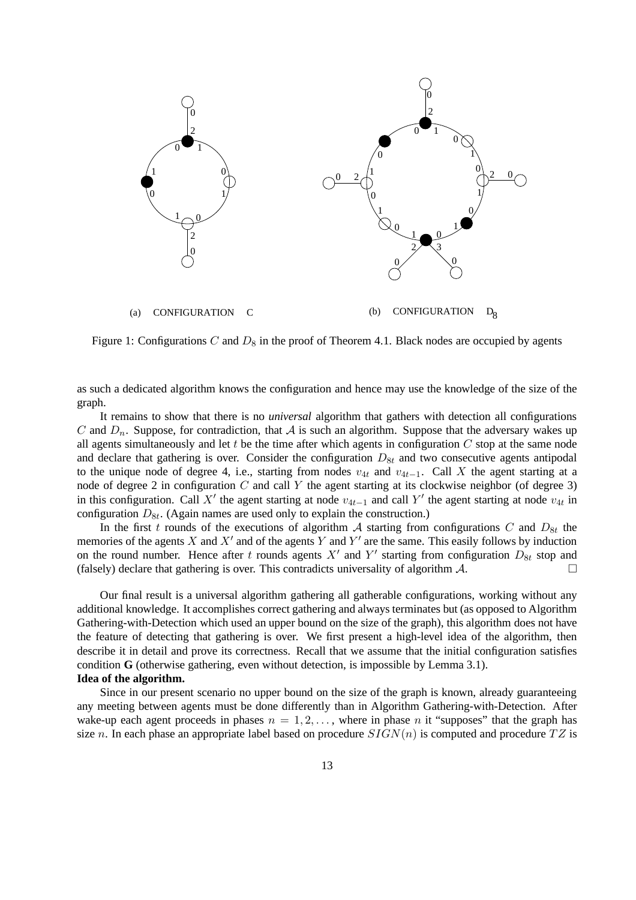(a) CONFIGURATION C

(b) CONFIGURATION $D_8$

Figure 1: Configurations $C$ and $D_8$ in the proof of Theorem 4.1. Black nodes are occupied by agents

as such a dedicated algorithm knows the configuration and hence may use the knowledge of the size of the graph.

It remains to show that there is no *universal* algorithm that gathers with detection all configurations $C$ and $D_n$. Suppose, for contradiction, that $\mathcal{A}$ is such an algorithm. Suppose that the adversary wakes up all agents simultaneously and let $t$ be the time after which agents in configuration $C$ stop at the same node and declare that gathering is over. Consider the configuration $D_{8t}$ and two consecutive agents antipodal to the unique node of degree 4, i.e., starting from nodes $v_{4t}$ and $v_{4t-1}$. Call $X$ the agent starting at a node of degree 2 in configuration $C$ and call $Y$ the agent starting at its clockwise neighbor (of degree 3) in this configuration. Call $X'$ the agent starting at node $v_{4t-1}$ and call $Y'$ the agent starting at node $v_{4t}$ in configuration $D_{8t}$. (Again names are used only to explain the construction.)

In the first $t$ rounds of the executions of algorithm $\mathcal{A}$ starting from configurations $C$ and $D_{8t}$ the memories of the agents $X$ and $X'$ and of the agents $Y$ and $Y'$ are the same. This easily follows by induction on the round number. Hence after $t$ rounds agents $X'$ and $Y'$ starting from configuration $D_{8t}$ stop and (falsely) declare that gathering is over. This contradicts universality of algorithm $\mathcal{A}$. □

Our final result is a universal algorithm gathering all gatherable configurations, working without any additional knowledge. It accomplishes correct gathering and always terminates but (as opposed to Algorithm Gathering-with-Detection which used an upper bound on the size of the graph), this algorithm does not have the feature of detecting that gathering is over. We first present a high-level idea of the algorithm, then describe it in detail and prove its correctness. Recall that we assume that the initial configuration satisfies condition **G** (otherwise gathering, even without detection, is impossible by Lemma 3.1).

**Idea of the algorithm.**

Since in our present scenario no upper bound on the size of the graph is known, already guaranteeing any meeting between agents must be done differently than in Algorithm Gathering-with-Detection. After wake-up each agent proceeds in phases $n = 1, 2, \ldots$, where in phase $n$ it "supposes" that the graph has size $n$. In each phase an appropriate label based on procedure $SIGN(n)$ is computed and procedure $TZ$ is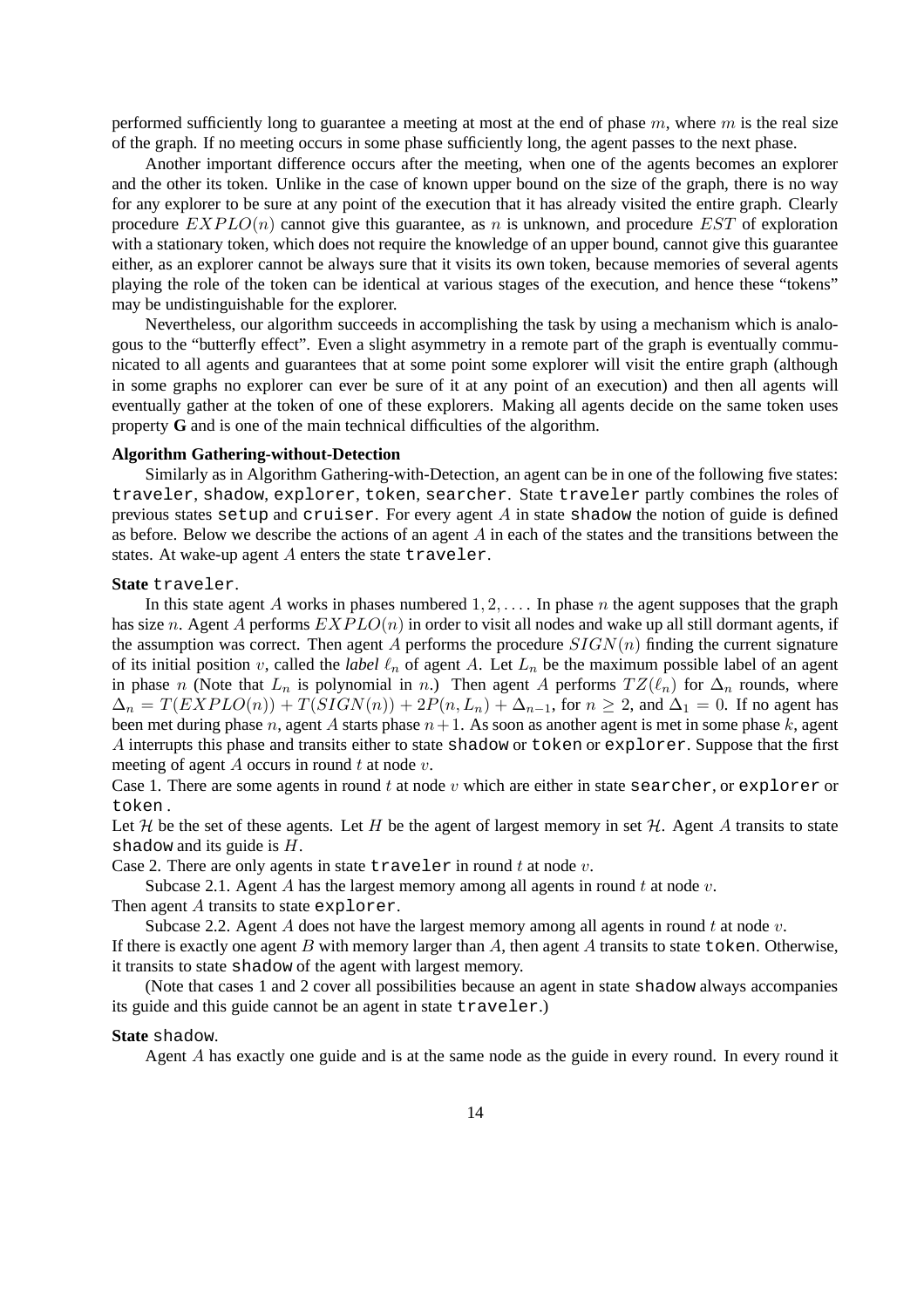performed sufficiently long to guarantee a meeting at most at the end of phase $m$, where $m$ is the real size of the graph. If no meeting occurs in some phase sufficiently long, the agent passes to the next phase.

Another important difference occurs after the meeting, when one of the agents becomes an explorer and the other its token. Unlike in the case of known upper bound on the size of the graph, there is no way for any explorer to be sure at any point of the execution that it has already visited the entire graph. Clearly procedure $EXPLO(n)$ cannot give this guarantee, as $n$ is unknown, and procedure $EST$ of exploration with a stationary token, which does not require the knowledge of an upper bound, cannot give this guarantee either, as an explorer cannot be always sure that it visits its own token, because memories of several agents playing the role of the token can be identical at various stages of the execution, and hence these "tokens" may be undistinguishable for the explorer.

Nevertheless, our algorithm succeeds in accomplishing the task by using a mechanism which is analogous to the "butterfly effect". Even a slight asymmetry in a remote part of the graph is eventually communicated to all agents and guarantees that at some point some explorer will visit the entire graph (although in some graphs no explorer can ever be sure of it at any point of an execution) and then all agents will eventually gather at the token of one of these explorers. Making all agents decide on the same token uses property **G** and is one of the main technical difficulties of the algorithm.

**Algorithm Gathering-without-Detection**

Similarly as in Algorithm Gathering-with-Detection, an agent can be in one of the following five states: `traveler`, `shadow`, `explorer`, `token`, `searcher`. State `traveler` partly combines the roles of previous states `setup` and `cruiser`. For every agent $A$ in state `shadow` the notion of guide is defined as before. Below we describe the actions of an agent $A$ in each of the states and the transitions between the states. At wake-up agent $A$ enters the state `traveler`.

**State** `traveler`.

In this state agent $A$ works in phases numbered $1, 2, \ldots$. In phase $n$ the agent supposes that the graph has size $n$. Agent $A$ performs $EXPLO(n)$ in order to visit all nodes and wake up all still dormant agents, if the assumption was correct. Then agent $A$ performs the procedure $SIGN(n)$ finding the current signature of its initial position $v$, called the *label* $\ell_n$ of agent $A$. Let $L_n$ be the maximum possible label of an agent in phase $n$ (Note that $L_n$ is polynomial in $n$.) Then agent $A$ performs $TZ(\ell_n)$ for $\Delta_n$ rounds, where $\Delta_n = T(EXPLO(n)) + T(SIGN(n)) + 2P(n, L_n) + \Delta_{n-1}$, for $n \geq 2$, and $\Delta_1 = 0$. If no agent has been met during phase $n$, agent $A$ starts phase $n+1$. As soon as another agent is met in some phase $k$, agent $A$ interrupts this phase and transits either to state `shadow` or `token` or `explorer`. Suppose that the first meeting of agent $A$ occurs in round $t$ at node $v$.

Case 1. There are some agents in round $t$ at node $v$ which are either in state `searcher`, or `explorer` or `token`.

Let $\mathcal{H}$ be the set of these agents. Let $H$ be the agent of largest memory in set $\mathcal{H}$. Agent $A$ transits to state `shadow` and its guide is $H$.

Case 2. There are only agents in state `traveler` in round $t$ at node $v$.

Subcase 2.1. Agent $A$ has the largest memory among all agents in round $t$ at node $v$.

Then agent $A$ transits to state `explorer`.

Subcase 2.2. Agent $A$ does not have the largest memory among all agents in round $t$ at node $v$.

If there is exactly one agent $B$ with memory larger than $A$, then agent $A$ transits to state `token`. Otherwise, it transits to state `shadow` of the agent with largest memory.

(Note that cases 1 and 2 cover all possibilities because an agent in state `shadow` always accompanies its guide and this guide cannot be an agent in state `traveler`.)

**State** `shadow`.

Agent $A$ has exactly one guide and is at the same node as the guide in every round. In every round it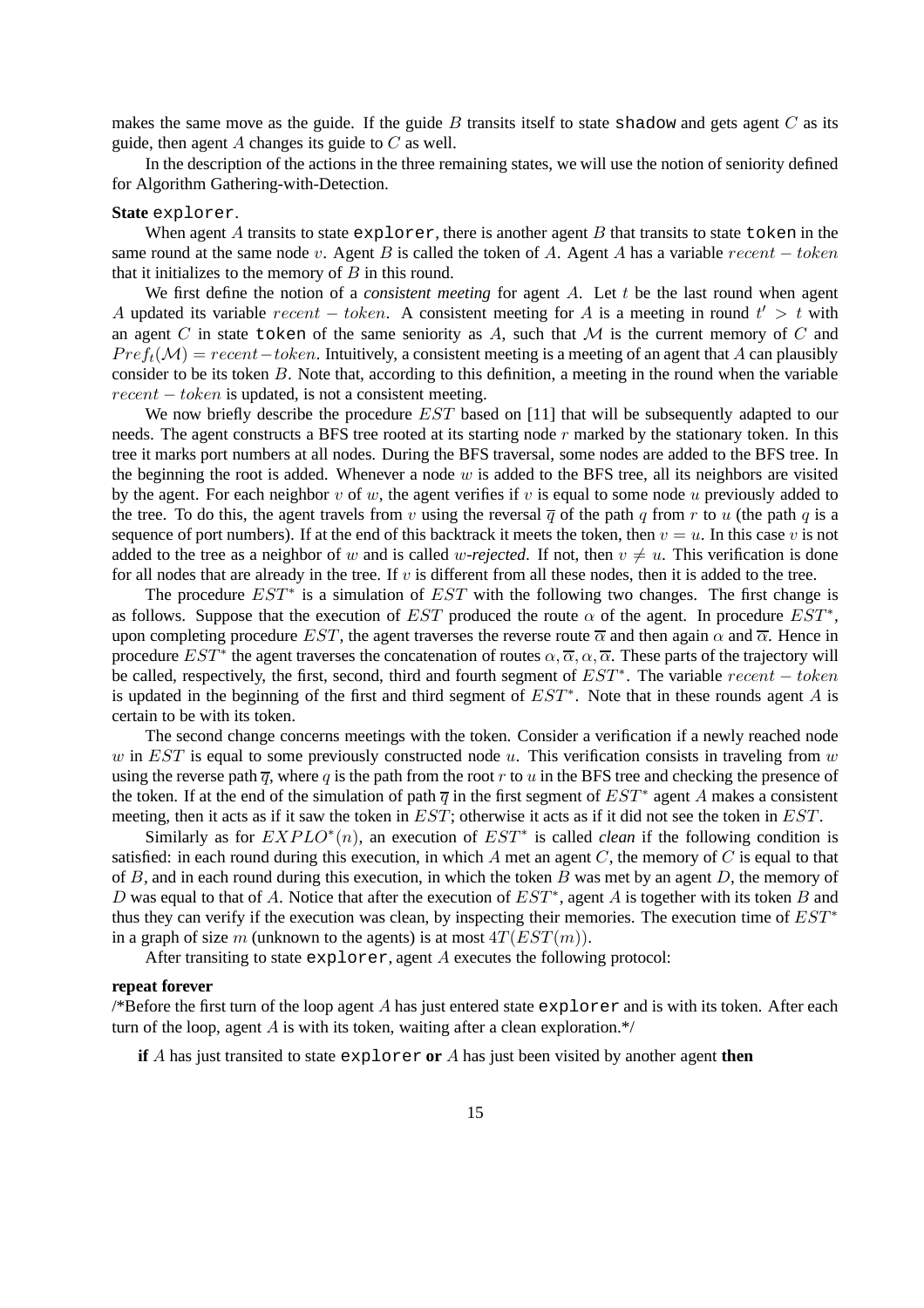makes the same move as the guide. If the guide $B$ transits itself to state `shadow` and gets agent $C$ as its guide, then agent $A$ changes its guide to $C$ as well.

In the description of the actions in the three remaining states, we will use the notion of seniority defined for Algorithm Gathering-with-Detection.

**State** `explorer`.

When agent $A$ transits to state `explorer`, there is another agent $B$ that transits to state `token` in the same round at the same node $v$. Agent $B$ is called the token of $A$. Agent $A$ has a variable $recent - token$ that it initializes to the memory of $B$ in this round.

We first define the notion of a *consistent meeting* for agent $A$. Let $t$ be the last round when agent $A$ updated its variable $recent - token$. A consistent meeting for $A$ is a meeting in round $t' > t$ with an agent $C$ in state `token` of the same seniority as $A$, such that $\mathcal{M}$ is the current memory of $C$ and $Pref_t(\mathcal{M}) = recent - token$. Intuitively, a consistent meeting is a meeting of an agent that $A$ can plausibly consider to be its token $B$. Note that, according to this definition, a meeting in the round when the variable $recent - token$ is updated, is not a consistent meeting.

We now briefly describe the procedure $EST$ based on [11] that will be subsequently adapted to our needs. The agent constructs a BFS tree rooted at its starting node $r$ marked by the stationary token. In this tree it marks port numbers at all nodes. During the BFS traversal, some nodes are added to the BFS tree. In the beginning the root is added. Whenever a node $w$ is added to the BFS tree, all its neighbors are visited by the agent. For each neighbor $v$ of $w$, the agent verifies if $v$ is equal to some node $u$ previously added to the tree. To do this, the agent travels from $v$ using the reversal $\overline{q}$ of the path $q$ from $r$ to $u$ (the path $q$ is a sequence of port numbers). If at the end of this backtrack it meets the token, then $v = u$. In this case $v$ is not added to the tree as a neighbor of $w$ and is called $w$-*rejected*. If not, then $v \neq u$. This verification is done for all nodes that are already in the tree. If $v$ is different from all these nodes, then it is added to the tree.

The procedure $EST^*$ is a simulation of $EST$ with the following two changes. The first change is as follows. Suppose that the execution of $EST$ produced the route $\alpha$ of the agent. In procedure $EST^*$, upon completing procedure $EST$, the agent traverses the reverse route $\overline{\alpha}$ and then again $\alpha$ and $\overline{\alpha}$. Hence in procedure $EST^*$ the agent traverses the concatenation of routes $\alpha, \overline{\alpha}, \alpha, \overline{\alpha}$. These parts of the trajectory will be called, respectively, the first, second, third and fourth segment of $EST^*$. The variable $recent - token$ is updated in the beginning of the first and third segment of $EST^*$. Note that in these rounds agent $A$ is certain to be with its token.

The second change concerns meetings with the token. Consider a verification if a newly reached node $w$ in $EST$ is equal to some previously constructed node $u$. This verification consists in traveling from $w$ using the reverse path $\overline{q}$, where $q$ is the path from the root $r$ to $u$ in the BFS tree and checking the presence of the token. If at the end of the simulation of path $\overline{q}$ in the first segment of $EST^*$ agent $A$ makes a consistent meeting, then it acts as if it saw the token in $EST$; otherwise it acts as if it did not see the token in $EST$.

Similarly as for $EXPLO^*(n)$, an execution of $EST^*$ is called *clean* if the following condition is satisfied: in each round during this execution, in which $A$ met an agent $C$, the memory of $C$ is equal to that of $B$, and in each round during this execution, in which the token $B$ was met by an agent $D$, the memory of $D$ was equal to that of $A$. Notice that after the execution of $EST^*$, agent $A$ is together with its token $B$ and thus they can verify if the execution was clean, by inspecting their memories. The execution time of $EST^*$ in a graph of size $m$ (unknown to the agents) is at most $4T(EST(m))$.

After transiting to state `explorer`, agent $A$ executes the following protocol:

**repeat forever**
/*Before the first turn of the loop agent $A$ has just entered state `explorer` and is with its token. After each turn of the loop, agent $A$ is with its token, waiting after a clean exploration.*/

**if** $A$ has just transited to state `explorer` **or** $A$ has just been visited by another agent **then**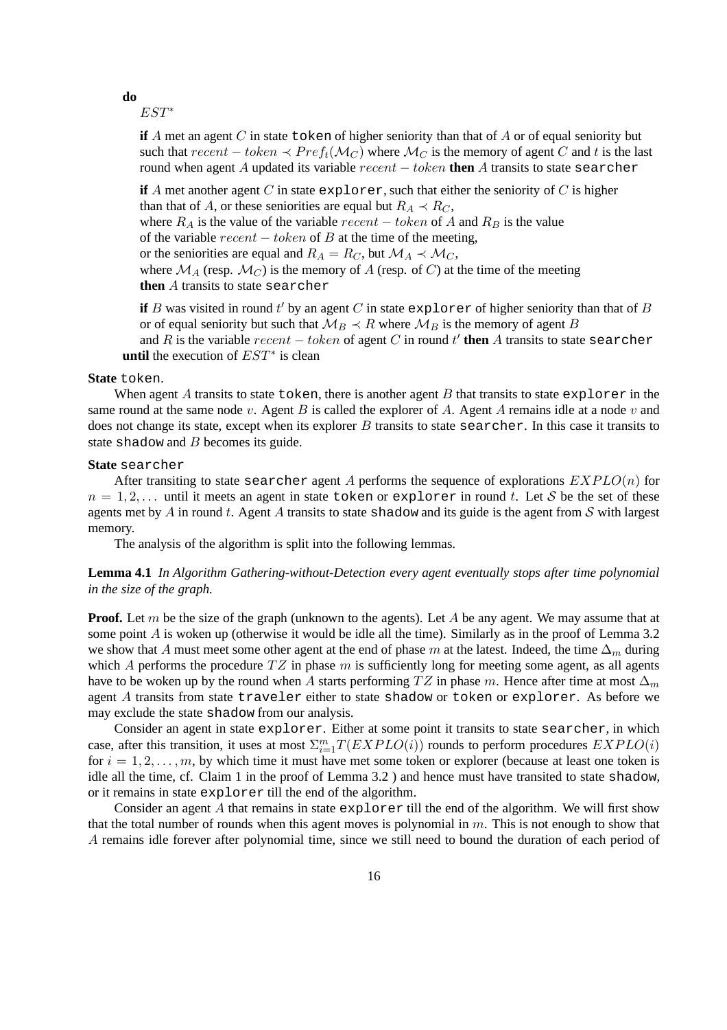**do**

$EST^*$

**if** $A$ met an agent $C$ in state token of higher seniority than that of $A$ or of equal seniority but such that $recent - token \prec Pref_t(\mathcal{M}_C)$ where $\mathcal{M}_C$ is the memory of agent $C$ and $t$ is the last round when agent $A$ updated its variable $recent - token$ **then** $A$ transits to state searcher

**if** $A$ met another agent $C$ in state explorer, such that either the seniority of $C$ is higher than that of $A$, or these seniorities are equal but $R_A \prec R_C$, where $R_A$ is the value of the variable $recent - token$ of $A$ and $R_B$ is the value of the variable $recent - token$ of $B$ at the time of the meeting, or the seniorities are equal and $R_A = R_C$, but $\mathcal{M}_A \prec \mathcal{M}_C$, where $\mathcal{M}_A$ (resp. $\mathcal{M}_C$) is the memory of $A$ (resp. of $C$) at the time of the meeting **then** $A$ transits to state searcher

**if** $B$ was visited in round $t'$ by an agent $C$ in state explorer of higher seniority than that of $B$ or of equal seniority but such that $\mathcal{M}_B \prec R$ where $\mathcal{M}_B$ is the memory of agent $B$ and $R$ is the variable $recent - token$ of agent $C$ in round $t'$ **then** $A$ transits to state searcher

**until** the execution of $EST^*$ is clean

**State** token.

When agent $A$ transits to state token, there is another agent $B$ that transits to state explorer in the same round at the same node $v$. Agent $B$ is called the explorer of $A$. Agent $A$ remains idle at a node $v$ and does not change its state, except when its explorer $B$ transits to state searcher. In this case it transits to state shadow and $B$ becomes its guide.

**State** searcher

After transiting to state searcher agent $A$ performs the sequence of explorations $EXPLO(n)$ for $n = 1, 2, \dots$ until it meets an agent in state token or explorer in round $t$. Let $\mathcal{S}$ be the set of these agents met by $A$ in round $t$. Agent $A$ transits to state shadow and its guide is the agent from $\mathcal{S}$ with largest memory.

The analysis of the algorithm is split into the following lemmas.

**Lemma 4.1** *In Algorithm Gathering-without-Detection every agent eventually stops after time polynomial in the size of the graph.*

**Proof.** Let $m$ be the size of the graph (unknown to the agents). Let $A$ be any agent. We may assume that at some point $A$ is woken up (otherwise it would be idle all the time). Similarly as in the proof of Lemma 3.2 we show that $A$ must meet some other agent at the end of phase $m$ at the latest. Indeed, the time $\Delta_m$ during which $A$ performs the procedure $TZ$ in phase $m$ is sufficiently long for meeting some agent, as all agents have to be woken up by the round when $A$ starts performing $TZ$ in phase $m$. Hence after time at most $\Delta_m$ agent $A$ transits from state traveler either to state shadow or token or explorer. As before we may exclude the state shadow from our analysis.

Consider an agent in state explorer. Either at some point it transits to state searcher, in which case, after this transition, it uses at most $\Sigma_{i=1}^{m} T(EXPLO(i))$ rounds to perform procedures $EXPLO(i)$ for $i = 1, 2, \dots, m$, by which time it must have met some token or explorer (because at least one token is idle all the time, cf. Claim 1 in the proof of Lemma 3.2 ) and hence must have transited to state shadow, or it remains in state explorer till the end of the algorithm.

Consider an agent $A$ that remains in state explorer till the end of the algorithm. We will first show that the total number of rounds when this agent moves is polynomial in $m$. This is not enough to show that $A$ remains idle forever after polynomial time, since we still need to bound the duration of each period of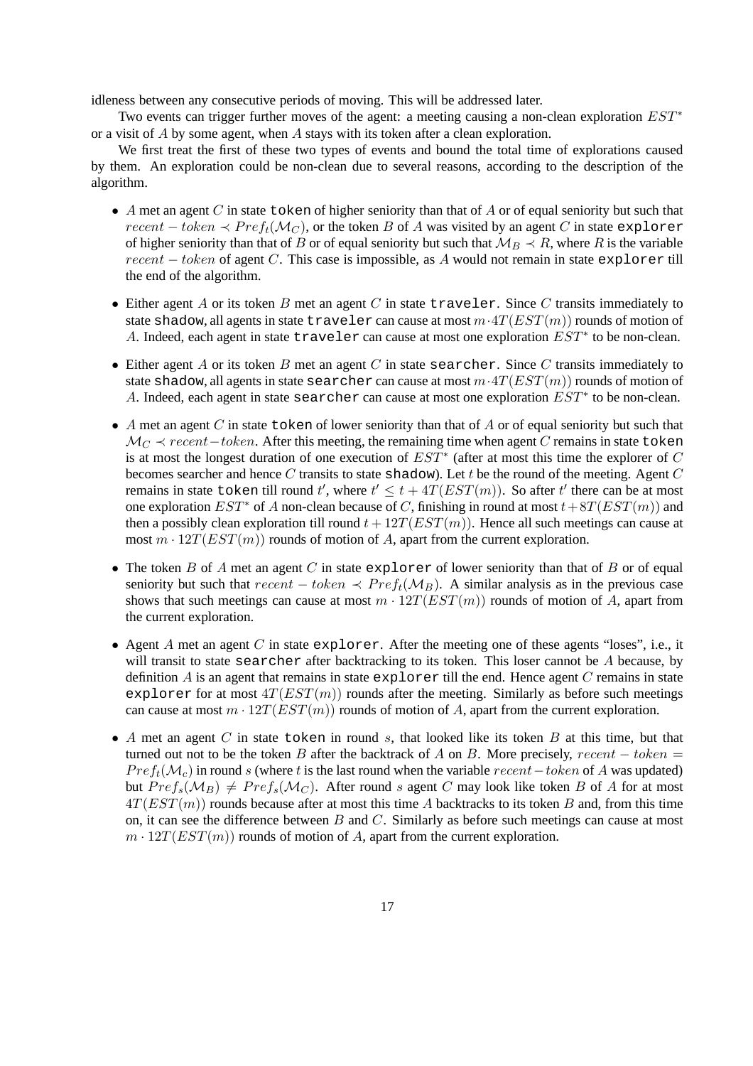idleness between any consecutive periods of moving. This will be addressed later.

Two events can trigger further moves of the agent: a meeting causing a non-clean exploration $EST^*$ or a visit of $A$ by some agent, when $A$ stays with its token after a clean exploration.

We first treat the first of these two types of events and bound the total time of explorations caused by them. An exploration could be non-clean due to several reasons, according to the description of the algorithm.

- $A$ met an agent $C$ in state `token` of higher seniority than that of $A$ or of equal seniority but such that $recent-token \prec Pref_t(\mathcal{M}_C)$, or the token $B$ of $A$ was visited by an agent $C$ in state `explorer` of higher seniority than that of $B$ or of equal seniority but such that $\mathcal{M}_B \prec R$, where $R$ is the variable $recent-token$ of agent $C$. This case is impossible, as $A$ would not remain in state `explorer` till the end of the algorithm.

- Either agent $A$ or its token $B$ met an agent $C$ in state `traveler`. Since $C$ transits immediately to state `shadow`, all agents in state `traveler` can cause at most $m \cdot 4T(EST(m))$ rounds of motion of $A$. Indeed, each agent in state `traveler` can cause at most one exploration $EST^*$ to be non-clean.

- Either agent $A$ or its token $B$ met an agent $C$ in state `searcher`. Since $C$ transits immediately to state `shadow`, all agents in state `searcher` can cause at most $m \cdot 4T(EST(m))$ rounds of motion of $A$. Indeed, each agent in state `searcher` can cause at most one exploration $EST^*$ to be non-clean.

- $A$ met an agent $C$ in state `token` of lower seniority than that of $A$ or of equal seniority but such that $\mathcal{M}_C \prec recent-token$. After this meeting, the remaining time when agent $C$ remains in state `token` is at most the longest duration of one execution of $EST^*$ (after at most this time the explorer of $C$ becomes searcher and hence $C$ transits to state `shadow`). Let $t$ be the round of the meeting. Agent $C$ remains in state `token` till round $t'$, where $t' \leq t + 4T(EST(m))$. So after $t'$ there can be at most one exploration $EST^*$ of $A$ non-clean because of $C$, finishing in round at most $t + 8T(EST(m))$ and then a possibly clean exploration till round $t + 12T(EST(m))$. Hence all such meetings can cause at most $m \cdot 12T(EST(m))$ rounds of motion of $A$, apart from the current exploration.

- The token $B$ of $A$ met an agent $C$ in state `explorer` of lower seniority than that of $B$ or of equal seniority but such that $recent-token \prec Pref_t(\mathcal{M}_B)$. A similar analysis as in the previous case shows that such meetings can cause at most $m \cdot 12T(EST(m))$ rounds of motion of $A$, apart from the current exploration.

- Agent $A$ met an agent $C$ in state `explorer`. After the meeting one of these agents "loses", i.e., it will transit to state `searcher` after backtracking to its token. This loser cannot be $A$ because, by definition $A$ is an agent that remains in state `explorer` till the end. Hence agent $C$ remains in state `explorer` for at most $4T(EST(m))$ rounds after the meeting. Similarly as before such meetings can cause at most $m \cdot 12T(EST(m))$ rounds of motion of $A$, apart from the current exploration.

- $A$ met an agent $C$ in state `token` in round $s$, that looked like its token $B$ at this time, but that turned out not to be the token $B$ after the backtrack of $A$ on $B$. More precisely, $recent-token = Pref_t(\mathcal{M}_c)$ in round $s$ (where $t$ is the last round when the variable $recent-token$ of $A$ was updated) but $Pref_s(\mathcal{M}_B) \neq Pref_s(\mathcal{M}_C)$. After round $s$ agent $C$ may look like token $B$ of $A$ for at most $4T(EST(m))$ rounds because after at most this time $A$ backtracks to its token $B$ and, from this time on, it can see the difference between $B$ and $C$. Similarly as before such meetings can cause at most $m \cdot 12T(EST(m))$ rounds of motion of $A$, apart from the current exploration.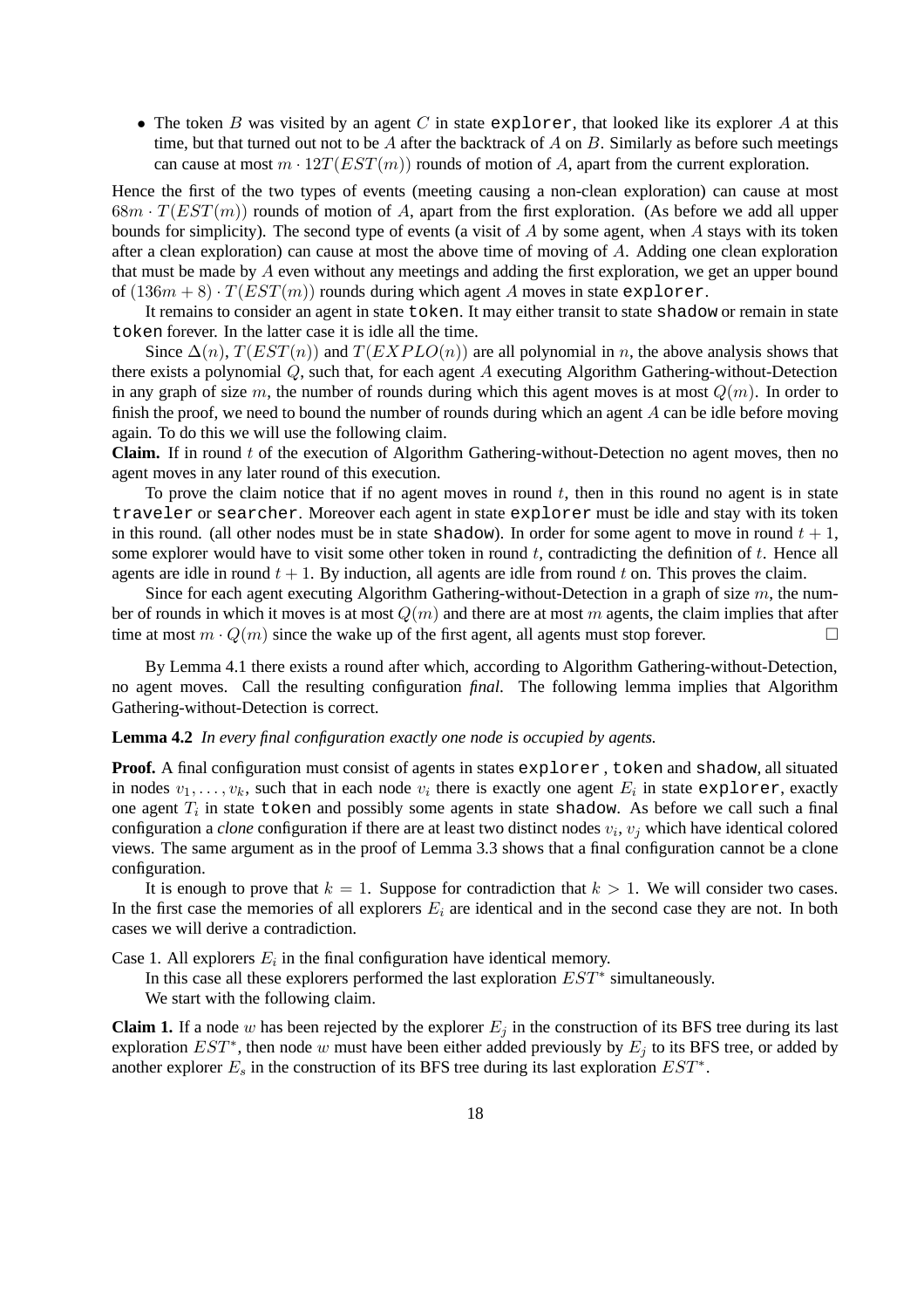- The token $B$ was visited by an agent $C$ in state `explorer`, that looked like its explorer $A$ at this time, but that turned out not to be $A$ after the backtrack of $A$ on $B$. Similarly as before such meetings can cause at most $m \cdot 12T(EST(m))$ rounds of motion of $A$, apart from the current exploration.

Hence the first of the two types of events (meeting causing a non-clean exploration) can cause at most $68m \cdot T(EST(m))$ rounds of motion of $A$, apart from the first exploration. (As before we add all upper bounds for simplicity). The second type of events (a visit of $A$ by some agent, when $A$ stays with its token after a clean exploration) can cause at most the above time of moving of $A$. Adding one clean exploration that must be made by $A$ even without any meetings and adding the first exploration, we get an upper bound of $(136m + 8) \cdot T(EST(m))$ rounds during which agent $A$ moves in state `explorer`.

It remains to consider an agent in state `token`. It may either transit to state `shadow` or remain in state `token` forever. In the latter case it is idle all the time.

Since $\Delta(n)$, $T(EST(n))$ and $T(EXPLO(n))$ are all polynomial in $n$, the above analysis shows that there exists a polynomial $Q$, such that, for each agent $A$ executing Algorithm Gathering-without-Detection in any graph of size $m$, the number of rounds during which this agent moves is at most $Q(m)$. In order to finish the proof, we need to bound the number of rounds during which an agent $A$ can be idle before moving again. To do this we will use the following claim.

**Claim.** If in round $t$ of the execution of Algorithm Gathering-without-Detection no agent moves, then no agent moves in any later round of this execution.

To prove the claim notice that if no agent moves in round $t$, then in this round no agent is in state `traveler` or `searcher`. Moreover each agent in state `explorer` must be idle and stay with its token in this round. (all other nodes must be in state `shadow`). In order for some agent to move in round $t + 1$, some explorer would have to visit some other token in round $t$, contradicting the definition of $t$. Hence all agents are idle in round $t + 1$. By induction, all agents are idle from round $t$ on. This proves the claim.

Since for each agent executing Algorithm Gathering-without-Detection in a graph of size $m$, the number of rounds in which it moves is at most $Q(m)$ and there are at most $m$ agents, the claim implies that after time at most $m \cdot Q(m)$ since the wake up of the first agent, all agents must stop forever. □

By Lemma 4.1 there exists a round after which, according to Algorithm Gathering-without-Detection, no agent moves. Call the resulting configuration *final*. The following lemma implies that Algorithm Gathering-without-Detection is correct.

**Lemma 4.2** *In every final configuration exactly one node is occupied by agents.*

**Proof.** A final configuration must consist of agents in states `explorer`, `token` and `shadow`, all situated in nodes $v_1, \dots, v_k$, such that in each node $v_i$ there is exactly one agent $E_i$ in state `explorer`, exactly one agent $T_i$ in state `token` and possibly some agents in state `shadow`. As before we call such a final configuration a *clone* configuration if there are at least two distinct nodes $v_i$, $v_j$ which have identical colored views. The same argument as in the proof of Lemma 3.3 shows that a final configuration cannot be a clone configuration.

It is enough to prove that $k = 1$. Suppose for contradiction that $k > 1$. We will consider two cases. In the first case the memories of all explorers $E_i$ are identical and in the second case they are not. In both cases we will derive a contradiction.

Case 1. All explorers $E_i$ in the final configuration have identical memory.

In this case all these explorers performed the last exploration $EST^*$ simultaneously.

We start with the following claim.

**Claim 1.** If a node $w$ has been rejected by the explorer $E_j$ in the construction of its BFS tree during its last exploration $EST^*$, then node $w$ must have been either added previously by $E_j$ to its BFS tree, or added by another explorer $E_s$ in the construction of its BFS tree during its last exploration $EST^*$.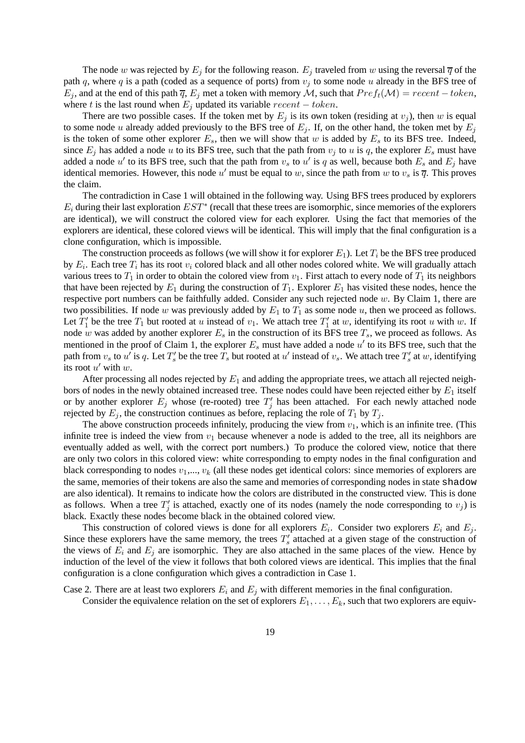The node $w$ was rejected by $E_j$ for the following reason. $E_j$ traveled from $w$ using the reversal $\overline{q}$ of the path $q$, where $q$ is a path (coded as a sequence of ports) from $v_j$ to some node $u$ already in the BFS tree of $E_j$, and at the end of this path $\overline{q}$, $E_j$ met a token with memory $\mathcal{M}$, such that $Pref_t(\mathcal{M}) = recent - token$, where $t$ is the last round when $E_j$ updated its variable $recent - token$.

There are two possible cases. If the token met by $E_j$ is its own token (residing at $v_j$), then $w$ is equal to some node $u$ already added previously to the BFS tree of $E_j$. If, on the other hand, the token met by $E_j$ is the token of some other explorer $E_s$, then we will show that $w$ is added by $E_s$ to its BFS tree. Indeed, since $E_j$ has added a node $u$ to its BFS tree, such that the path from $v_j$ to $u$ is $q$, the explorer $E_s$ must have added a node $u'$ to its BFS tree, such that the path from $v_s$ to $u'$ is $q$ as well, because both $E_s$ and $E_j$ have identical memories. However, this node $u'$ must be equal to $w$, since the path from $w$ to $v_s$ is $\overline{q}$. This proves the claim.

The contradiction in Case 1 will obtained in the following way. Using BFS trees produced by explorers $E_i$ during their last exploration $EST^*$ (recall that these trees are isomorphic, since memories of the explorers are identical), we will construct the colored view for each explorer. Using the fact that memories of the explorers are identical, these colored views will be identical. This will imply that the final configuration is a clone configuration, which is impossible.

The construction proceeds as follows (we will show it for explorer $E_1$). Let $T_i$ be the BFS tree produced by $E_i$. Each tree $T_i$ has its root $v_i$ colored black and all other nodes colored white. We will gradually attach various trees to $T_1$ in order to obtain the colored view from $v_1$. First attach to every node of $T_1$ its neighbors that have been rejected by $E_1$ during the construction of $T_1$. Explorer $E_1$ has visited these nodes, hence the respective port numbers can be faithfully added. Consider any such rejected node $w$. By Claim 1, there are two possibilities. If node $w$ was previously added by $E_1$ to $T_1$ as some node $u$, then we proceed as follows. Let $T_1'$ be the tree $T_1$ but rooted at $u$ instead of $v_1$. We attach tree $T_1'$ at $w$, identifying its root $u$ with $w$. If node $w$ was added by another explorer $E_s$ in the construction of its BFS tree $T_s$, we proceed as follows. As mentioned in the proof of Claim 1, the explorer $E_s$ must have added a node $u'$ to its BFS tree, such that the path from $v_s$ to $u'$ is $q$. Let $T_s'$ be the tree $T_s$ but rooted at $u'$ instead of $v_s$. We attach tree $T_s'$ at $w$, identifying its root $u'$ with $w$.

After processing all nodes rejected by $E_1$ and adding the appropriate trees, we attach all rejected neighbors of nodes in the newly obtained increased tree. These nodes could have been rejected either by $E_1$ itself or by another explorer $E_j$ whose (re-rooted) tree $T_j'$ has been attached. For each newly attached node rejected by $E_j$, the construction continues as before, replacing the role of $T_1$ by $T_j$.

The above construction proceeds infinitely, producing the view from $v_1$, which is an infinite tree. (This infinite tree is indeed the view from $v_1$ because whenever a node is added to the tree, all its neighbors are eventually added as well, with the correct port numbers.) To produce the colored view, notice that there are only two colors in this colored view: white corresponding to empty nodes in the final configuration and black corresponding to nodes $v_1$,..., $v_k$ (all these nodes get identical colors: since memories of explorers are the same, memories of their tokens are also the same and memories of corresponding nodes in state `shadow` are also identical). It remains to indicate how the colors are distributed in the constructed view. This is done as follows. When a tree $T_j'$ is attached, exactly one of its nodes (namely the node corresponding to $v_j$) is black. Exactly these nodes become black in the obtained colored view.

This construction of colored views is done for all explorers $E_i$. Consider two explorers $E_i$ and $E_j$. Since these explorers have the same memory, the trees $T_s'$ attached at a given stage of the construction of the views of $E_i$ and $E_j$ are isomorphic. They are also attached in the same places of the view. Hence by induction of the level of the view it follows that both colored views are identical. This implies that the final configuration is a clone configuration which gives a contradiction in Case 1.

Case 2. There are at least two explorers $E_i$ and $E_j$ with different memories in the final configuration.

Consider the equivalence relation on the set of explorers $E_1, \ldots, E_k$, such that two explorers are equiv-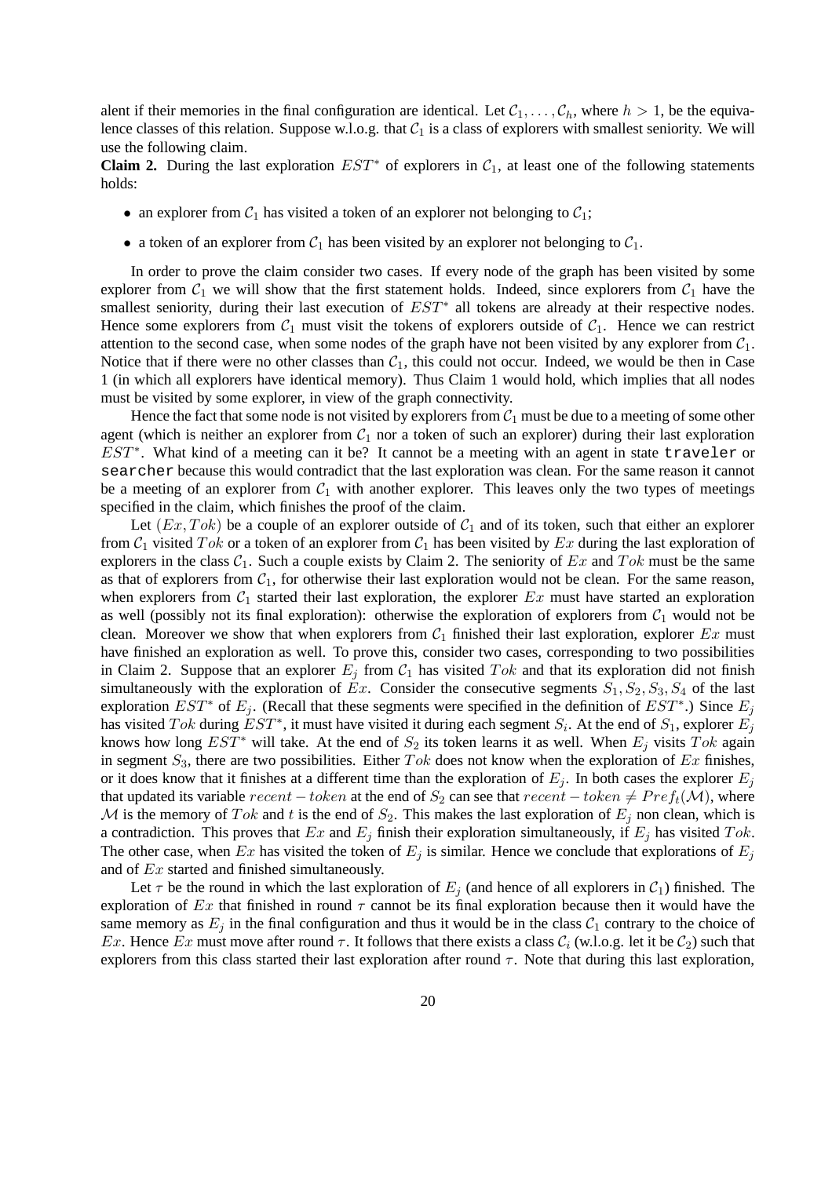alent if their memories in the final configuration are identical. Let $\mathcal{C}_1, \ldots, \mathcal{C}_h$, where $h > 1$, be the equivalence classes of this relation. Suppose w.l.o.g. that $\mathcal{C}_1$ is a class of explorers with smallest seniority. We will use the following claim.

**Claim 2.** During the last exploration $EST^*$ of explorers in $\mathcal{C}_1$, at least one of the following statements holds:

- an explorer from $\mathcal{C}_1$ has visited a token of an explorer not belonging to $\mathcal{C}_1$;
- a token of an explorer from $\mathcal{C}_1$ has been visited by an explorer not belonging to $\mathcal{C}_1$.

In order to prove the claim consider two cases. If every node of the graph has been visited by some explorer from $\mathcal{C}_1$ we will show that the first statement holds. Indeed, since explorers from $\mathcal{C}_1$ have the smallest seniority, during their last execution of $EST^*$ all tokens are already at their respective nodes. Hence some explorers from $\mathcal{C}_1$ must visit the tokens of explorers outside of $\mathcal{C}_1$. Hence we can restrict attention to the second case, when some nodes of the graph have not been visited by any explorer from $\mathcal{C}_1$. Notice that if there were no other classes than $\mathcal{C}_1$, this could not occur. Indeed, we would be then in Case 1 (in which all explorers have identical memory). Thus Claim 1 would hold, which implies that all nodes must be visited by some explorer, in view of the graph connectivity.

Hence the fact that some node is not visited by explorers from $\mathcal{C}_1$ must be due to a meeting of some other agent (which is neither an explorer from $\mathcal{C}_1$ nor a token of such an explorer) during their last exploration $EST^*$. What kind of a meeting can it be? It cannot be a meeting with an agent in state `traveler` or `searcher` because this would contradict that the last exploration was clean. For the same reason it cannot be a meeting of an explorer from $\mathcal{C}_1$ with another explorer. This leaves only the two types of meetings specified in the claim, which finishes the proof of the claim.

Let $(Ex, Tok)$ be a couple of an explorer outside of $\mathcal{C}_1$ and of its token, such that either an explorer from $\mathcal{C}_1$ visited $Tok$ or a token of an explorer from $\mathcal{C}_1$ has been visited by $Ex$ during the last exploration of explorers in the class $\mathcal{C}_1$. Such a couple exists by Claim 2. The seniority of $Ex$ and $Tok$ must be the same as that of explorers from $\mathcal{C}_1$, for otherwise their last exploration would not be clean. For the same reason, when explorers from $\mathcal{C}_1$ started their last exploration, the explorer $Ex$ must have started an exploration as well (possibly not its final exploration): otherwise the exploration of explorers from $\mathcal{C}_1$ would not be clean. Moreover we show that when explorers from $\mathcal{C}_1$ finished their last exploration, explorer $Ex$ must have finished an exploration as well. To prove this, consider two cases, corresponding to two possibilities in Claim 2. Suppose that an explorer $E_j$ from $\mathcal{C}_1$ has visited $Tok$ and that its exploration did not finish simultaneously with the exploration of $Ex$. Consider the consecutive segments $S_1, S_2, S_3, S_4$ of the last exploration $EST^*$ of $E_j$. (Recall that these segments were specified in the definition of $EST^*$.) Since $E_j$ has visited $Tok$ during $EST^*$, it must have visited it during each segment $S_i$. At the end of $S_1$, explorer $E_j$ knows how long $EST^*$ will take. At the end of $S_2$ its token learns it as well. When $E_j$ visits $Tok$ again in segment $S_3$, there are two possibilities. Either $Tok$ does not know when the exploration of $Ex$ finishes, or it does know that it finishes at a different time than the exploration of $E_j$. In both cases the explorer $E_j$ that updated its variable $recent-token$ at the end of $S_2$ can see that $recent-token \neq Pref_t(\mathcal{M})$, where $\mathcal{M}$ is the memory of $Tok$ and $t$ is the end of $S_2$. This makes the last exploration of $E_j$ non clean, which is a contradiction. This proves that $Ex$ and $E_j$ finish their exploration simultaneously, if $E_j$ has visited $Tok$. The other case, when $Ex$ has visited the token of $E_j$ is similar. Hence we conclude that explorations of $E_j$ and of $Ex$ started and finished simultaneously.

Let $\tau$ be the round in which the last exploration of $E_j$ (and hence of all explorers in $\mathcal{C}_1$) finished. The exploration of $Ex$ that finished in round $\tau$ cannot be its final exploration because then it would have the same memory as $E_j$ in the final configuration and thus it would be in the class $\mathcal{C}_1$ contrary to the choice of $Ex$. Hence $Ex$ must move after round $\tau$. It follows that there exists a class $\mathcal{C}_i$ (w.l.o.g. let it be $\mathcal{C}_2$) such that explorers from this class started their last exploration after round $\tau$. Note that during this last exploration,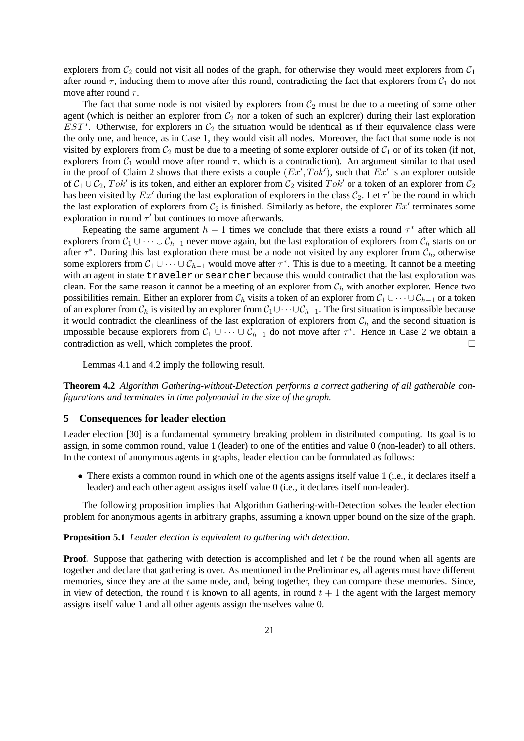explorers from $\mathcal{C}_2$ could not visit all nodes of the graph, for otherwise they would meet explorers from $\mathcal{C}_1$ after round $\tau$, inducing them to move after this round, contradicting the fact that explorers from $\mathcal{C}_1$ do not move after round $\tau$.

The fact that some node is not visited by explorers from $\mathcal{C}_2$ must be due to a meeting of some other agent (which is neither an explorer from $\mathcal{C}_2$ nor a token of such an explorer) during their last exploration $EST^*$. Otherwise, for explorers in $\mathcal{C}_2$ the situation would be identical as if their equivalence class were the only one, and hence, as in Case 1, they would visit all nodes. Moreover, the fact that some node is not visited by explorers from $\mathcal{C}_2$ must be due to a meeting of some explorer outside of $\mathcal{C}_1$ or of its token (if not, explorers from $\mathcal{C}_1$ would move after round $\tau$, which is a contradiction). An argument similar to that used in the proof of Claim 2 shows that there exists a couple $(Ex', Tok')$, such that $Ex'$ is an explorer outside of $\mathcal{C}_1 \cup \mathcal{C}_2$, $Tok'$ is its token, and either an explorer from $\mathcal{C}_2$ visited $Tok'$ or a token of an explorer from $\mathcal{C}_2$ has been visited by $Ex'$ during the last exploration of explorers in the class $\mathcal{C}_2$. Let $\tau'$ be the round in which the last exploration of explorers from $\mathcal{C}_2$ is finished. Similarly as before, the explorer $Ex'$ terminates some exploration in round $\tau'$ but continues to move afterwards.

Repeating the same argument $h-1$ times we conclude that there exists a round $\tau^*$ after which all explorers from $\mathcal{C}_1 \cup \cdots \cup \mathcal{C}_{h-1}$ never move again, but the last exploration of explorers from $\mathcal{C}_h$ starts on or after $\tau^*$. During this last exploration there must be a node not visited by any explorer from $\mathcal{C}_h$, otherwise some explorers from $\mathcal{C}_1 \cup \cdots \cup \mathcal{C}_{h-1}$ would move after $\tau^*$. This is due to a meeting. It cannot be a meeting with an agent in state `traveler` or `searcher` because this would contradict that the last exploration was clean. For the same reason it cannot be a meeting of an explorer from $\mathcal{C}_h$ with another explorer. Hence two possibilities remain. Either an explorer from $\mathcal{C}_h$ visits a token of an explorer from $\mathcal{C}_1 \cup \cdots \cup \mathcal{C}_{h-1}$ or a token of an explorer from $\mathcal{C}_h$ is visited by an explorer from $\mathcal{C}_1 \cup \cdots \cup \mathcal{C}_{h-1}$. The first situation is impossible because it would contradict the cleanliness of the last exploration of explorers from $\mathcal{C}_h$ and the second situation is impossible because explorers from $\mathcal{C}_1 \cup \cdots \cup \mathcal{C}_{h-1}$ do not move after $\tau^*$. Hence in Case 2 we obtain a contradiction as well, which completes the proof. □

Lemmas 4.1 and 4.2 imply the following result.

**Theorem 4.2** *Algorithm Gathering-without-Detection performs a correct gathering of all gatherable configurations and terminates in time polynomial in the size of the graph.*

## 5 Consequences for leader election

Leader election [30] is a fundamental symmetry breaking problem in distributed computing. Its goal is to assign, in some common round, value 1 (leader) to one of the entities and value 0 (non-leader) to all others. In the context of anonymous agents in graphs, leader election can be formulated as follows:

- There exists a common round in which one of the agents assigns itself value 1 (i.e., it declares itself a leader) and each other agent assigns itself value 0 (i.e., it declares itself non-leader).

The following proposition implies that Algorithm Gathering-with-Detection solves the leader election problem for anonymous agents in arbitrary graphs, assuming a known upper bound on the size of the graph.

**Proposition 5.1** *Leader election is equivalent to gathering with detection.*

**Proof.** Suppose that gathering with detection is accomplished and let $t$ be the round when all agents are together and declare that gathering is over. As mentioned in the Preliminaries, all agents must have different memories, since they are at the same node, and, being together, they can compare these memories. Since, in view of detection, the round $t$ is known to all agents, in round $t+1$ the agent with the largest memory assigns itself value 1 and all other agents assign themselves value 0.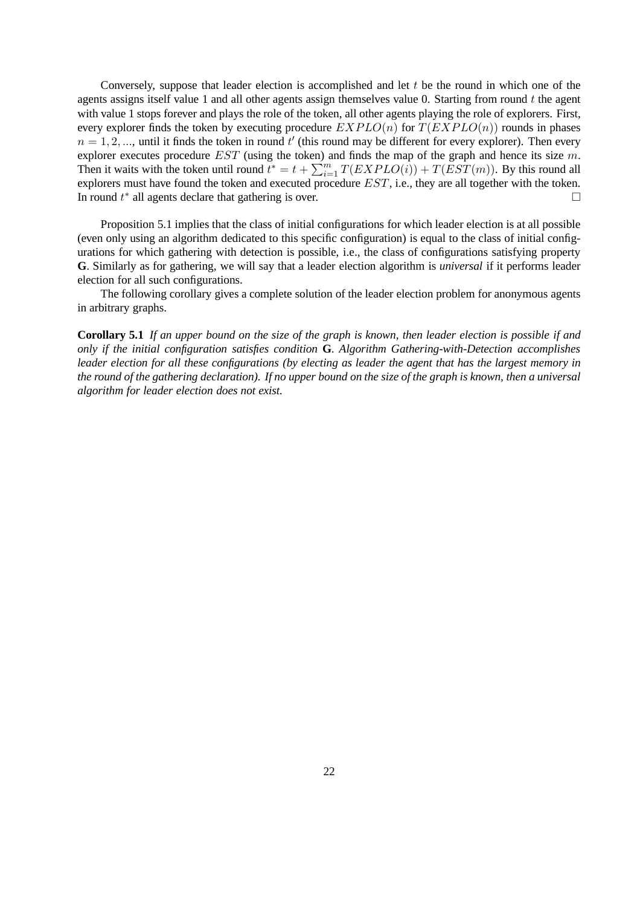Conversely, suppose that leader election is accomplished and let $t$ be the round in which one of the agents assigns itself value 1 and all other agents assign themselves value 0. Starting from round $t$ the agent with value 1 stops forever and plays the role of the token, all other agents playing the role of explorers. First, every explorer finds the token by executing procedure $EXPLO(n)$ for $T(EXPLO(n))$ rounds in phases $n = 1, 2, ...$, until it finds the token in round $t'$ (this round may be different for every explorer). Then every explorer executes procedure $EST$ (using the token) and finds the map of the graph and hence its size $m$. Then it waits with the token until round $t^* = t + \sum_{i=1}^{m} T(EXPLO(i)) + T(EST(m))$. By this round all explorers must have found the token and executed procedure $EST$, i.e., they are all together with the token. In round $t^*$ all agents declare that gathering is over. □

Proposition 5.1 implies that the class of initial configurations for which leader election is at all possible (even only using an algorithm dedicated to this specific configuration) is equal to the class of initial configurations for which gathering with detection is possible, i.e., the class of configurations satisfying property **G**. Similarly as for gathering, we will say that a leader election algorithm is *universal* if it performs leader election for all such configurations.

The following corollary gives a complete solution of the leader election problem for anonymous agents in arbitrary graphs.

**Corollary 5.1** *If an upper bound on the size of the graph is known, then leader election is possible if and only if the initial configuration satisfies condition* **G**. *Algorithm Gathering-with-Detection accomplishes leader election for all these configurations (by electing as leader the agent that has the largest memory in the round of the gathering declaration). If no upper bound on the size of the graph is known, then a universal algorithm for leader election does not exist.*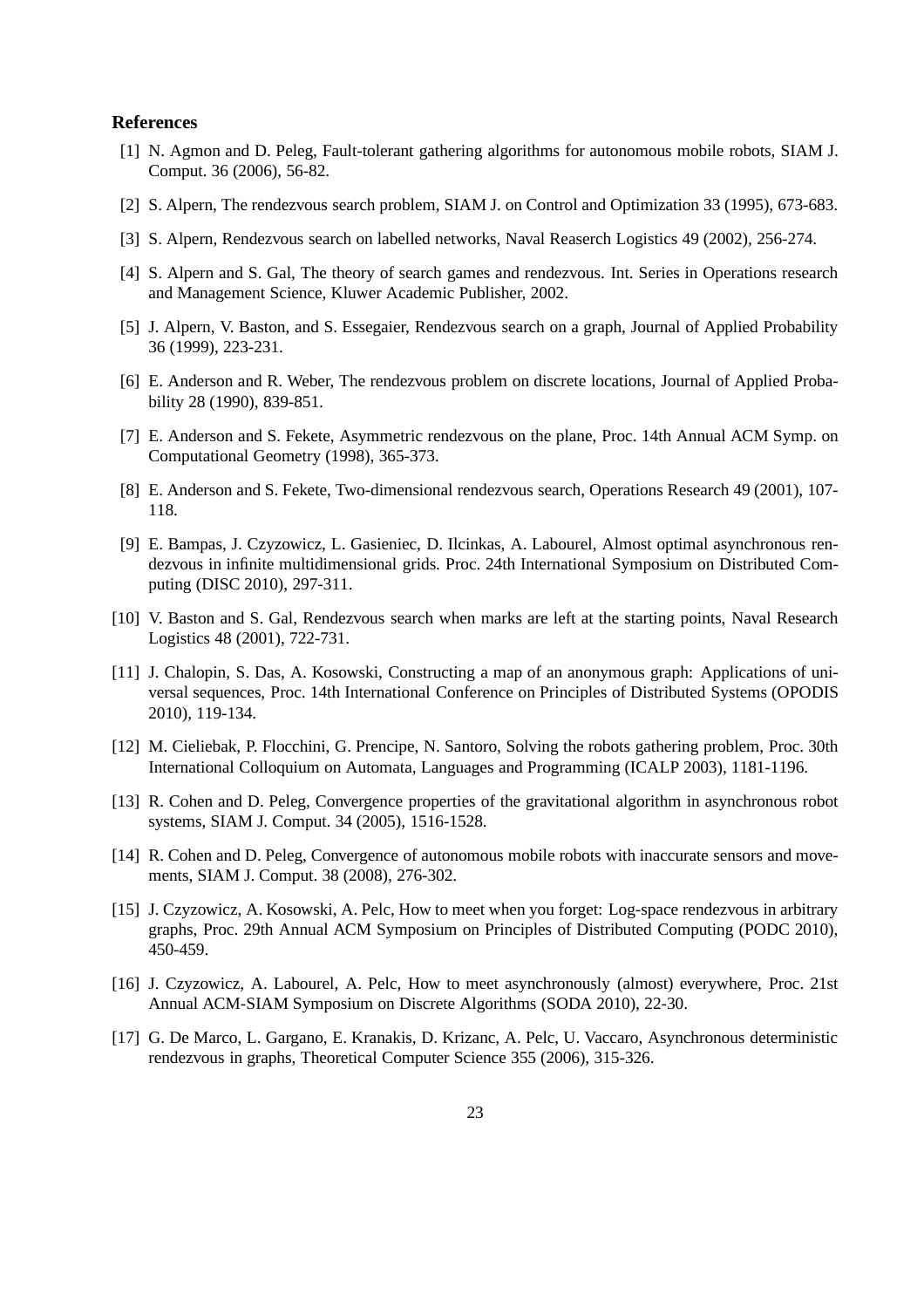## References

[1] N. Agmon and D. Peleg, Fault-tolerant gathering algorithms for autonomous mobile robots, SIAM J. Comput. 36 (2006), 56-82.

[2] S. Alpern, The rendezvous search problem, SIAM J. on Control and Optimization 33 (1995), 673-683.

[3] S. Alpern, Rendezvous search on labelled networks, Naval Reaserch Logistics 49 (2002), 256-274.

[4] S. Alpern and S. Gal, The theory of search games and rendezvous. Int. Series in Operations research and Management Science, Kluwer Academic Publisher, 2002.

[5] J. Alpern, V. Baston, and S. Essegaier, Rendezvous search on a graph, Journal of Applied Probability 36 (1999), 223-231.

[6] E. Anderson and R. Weber, The rendezvous problem on discrete locations, Journal of Applied Probability 28 (1990), 839-851.

[7] E. Anderson and S. Fekete, Asymmetric rendezvous on the plane, Proc. 14th Annual ACM Symp. on Computational Geometry (1998), 365-373.

[8] E. Anderson and S. Fekete, Two-dimensional rendezvous search, Operations Research 49 (2001), 107-118.

[9] E. Bampas, J. Czyzowicz, L. Gasieniec, D. Ilcinkas, A. Labourel, Almost optimal asynchronous rendezvous in infinite multidimensional grids. Proc. 24th International Symposium on Distributed Computing (DISC 2010), 297-311.

[10] V. Baston and S. Gal, Rendezvous search when marks are left at the starting points, Naval Research Logistics 48 (2001), 722-731.

[11] J. Chalopin, S. Das, A. Kosowski, Constructing a map of an anonymous graph: Applications of universal sequences, Proc. 14th International Conference on Principles of Distributed Systems (OPODIS 2010), 119-134.

[12] M. Cieliebak, P. Flocchini, G. Prencipe, N. Santoro, Solving the robots gathering problem, Proc. 30th International Colloquium on Automata, Languages and Programming (ICALP 2003), 1181-1196.

[13] R. Cohen and D. Peleg, Convergence properties of the gravitational algorithm in asynchronous robot systems, SIAM J. Comput. 34 (2005), 1516-1528.

[14] R. Cohen and D. Peleg, Convergence of autonomous mobile robots with inaccurate sensors and movements, SIAM J. Comput. 38 (2008), 276-302.

[15] J. Czyzowicz, A. Kosowski, A. Pelc, How to meet when you forget: Log-space rendezvous in arbitrary graphs, Proc. 29th Annual ACM Symposium on Principles of Distributed Computing (PODC 2010), 450-459.

[16] J. Czyzowicz, A. Labourel, A. Pelc, How to meet asynchronously (almost) everywhere, Proc. 21st Annual ACM-SIAM Symposium on Discrete Algorithms (SODA 2010), 22-30.

[17] G. De Marco, L. Gargano, E. Kranakis, D. Krizanc, A. Pelc, U. Vaccaro, Asynchronous deterministic rendezvous in graphs, Theoretical Computer Science 355 (2006), 315-326.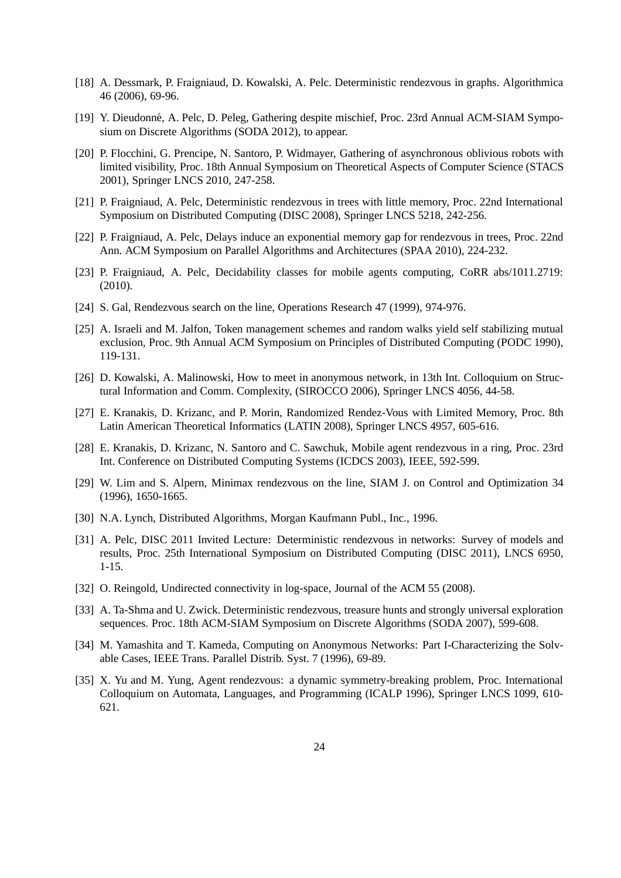[18] A. Dessmark, P. Fraigniaud, D. Kowalski, A. Pelc. Deterministic rendezvous in graphs. Algorithmica 46 (2006), 69-96.

[19] Y. Dieudonné, A. Pelc, D. Peleg, Gathering despite mischief, Proc. 23rd Annual ACM-SIAM Symposium on Discrete Algorithms (SODA 2012), to appear.

[20] P. Flocchini, G. Prencipe, N. Santoro, P. Widmayer, Gathering of asynchronous oblivious robots with limited visibility, Proc. 18th Annual Symposium on Theoretical Aspects of Computer Science (STACS 2001), Springer LNCS 2010, 247-258.

[21] P. Fraigniaud, A. Pelc, Deterministic rendezvous in trees with little memory, Proc. 22nd International Symposium on Distributed Computing (DISC 2008), Springer LNCS 5218, 242-256.

[22] P. Fraigniaud, A. Pelc, Delays induce an exponential memory gap for rendezvous in trees, Proc. 22nd Ann. ACM Symposium on Parallel Algorithms and Architectures (SPAA 2010), 224-232.

[23] P. Fraigniaud, A. Pelc, Decidability classes for mobile agents computing, CoRR abs/1011.2719: (2010).

[24] S. Gal, Rendezvous search on the line, Operations Research 47 (1999), 974-976.

[25] A. Israeli and M. Jalfon, Token management schemes and random walks yield self stabilizing mutual exclusion, Proc. 9th Annual ACM Symposium on Principles of Distributed Computing (PODC 1990), 119-131.

[26] D. Kowalski, A. Malinowski, How to meet in anonymous network, in 13th Int. Colloquium on Structural Information and Comm. Complexity, (SIROCCO 2006), Springer LNCS 4056, 44-58.

[27] E. Kranakis, D. Krizanc, and P. Morin, Randomized Rendez-Vous with Limited Memory, Proc. 8th Latin American Theoretical Informatics (LATIN 2008), Springer LNCS 4957, 605-616.

[28] E. Kranakis, D. Krizanc, N. Santoro and C. Sawchuk, Mobile agent rendezvous in a ring, Proc. 23rd Int. Conference on Distributed Computing Systems (ICDCS 2003), IEEE, 592-599.

[29] W. Lim and S. Alpern, Minimax rendezvous on the line, SIAM J. on Control and Optimization 34 (1996), 1650-1665.

[30] N.A. Lynch, Distributed Algorithms, Morgan Kaufmann Publ., Inc., 1996.

[31] A. Pelc, DISC 2011 Invited Lecture: Deterministic rendezvous in networks: Survey of models and results, Proc. 25th International Symposium on Distributed Computing (DISC 2011), LNCS 6950, 1-15.

[32] O. Reingold, Undirected connectivity in log-space, Journal of the ACM 55 (2008).

[33] A. Ta-Shma and U. Zwick. Deterministic rendezvous, treasure hunts and strongly universal exploration sequences. Proc. 18th ACM-SIAM Symposium on Discrete Algorithms (SODA 2007), 599-608.

[34] M. Yamashita and T. Kameda, Computing on Anonymous Networks: Part I-Characterizing the Solvable Cases, IEEE Trans. Parallel Distrib. Syst. 7 (1996), 69-89.

[35] X. Yu and M. Yung, Agent rendezvous: a dynamic symmetry-breaking problem, Proc. International Colloquium on Automata, Languages, and Programming (ICALP 1996), Springer LNCS 1099, 610-621.